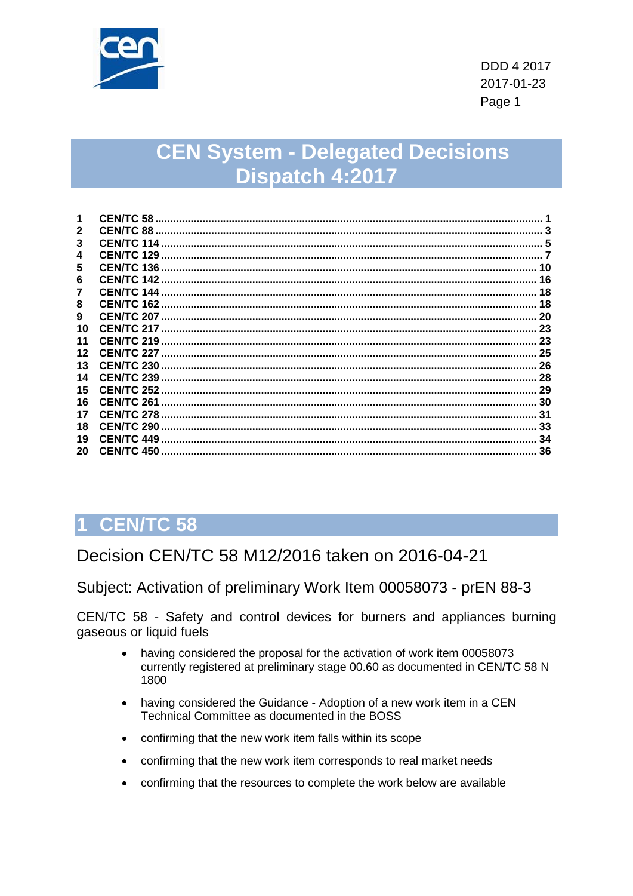DDD 4 2017
2017-01-23

# CEN System - Delegated Decisions Dispatch 4:2017

| | | |
|---|---|---|
| 1 | CEN/TC 58 | 1 |
| 2 | CEN/TC 88 | 3 |
| 3 | CEN/TC 114 | 5 |
| 4 | CEN/TC 129 | 7 |
| 5 | CEN/TC 136 | 10 |
| 6 | CEN/TC 142 | 16 |
| 7 | CEN/TC 144 | 18 |
| 8 | CEN/TC 162 | 18 |
| 9 | CEN/TC 207 | 20 |
| 10 | CEN/TC 217 | 23 |
| 11 | CEN/TC 219 | 23 |
| 12 | CEN/TC 227 | 25 |
| 13 | CEN/TC 230 | 26 |
| 14 | CEN/TC 239 | 28 |
| 15 | CEN/TC 252 | 29 |
| 16 | CEN/TC 261 | 30 |
| 17 | CEN/TC 278 | 31 |
| 18 | CEN/TC 290 | 33 |
| 19 | CEN/TC 449 | 34 |
| 20 | CEN/TC 450 | 36 |

## 1 CEN/TC 58

### Decision CEN/TC 58 M12/2016 taken on 2016-04-21

#### Subject: Activation of preliminary Work Item 00058073 - prEN 88-3

CEN/TC 58 - Safety and control devices for burners and appliances burning gaseous or liquid fuels

- having considered the proposal for the activation of work item 00058073 currently registered at preliminary stage 00.60 as documented in CEN/TC 58 N 1800
- having considered the Guidance - Adoption of a new work item in a CEN Technical Committee as documented in the BOSS
- confirming that the new work item falls within its scope
- confirming that the new work item corresponds to real market needs
- confirming that the resources to complete the work below are available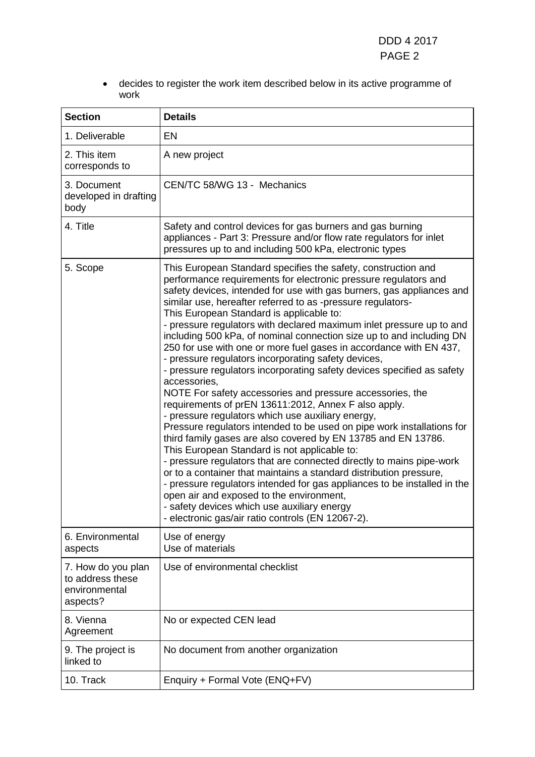- decides to register the work item described below in its active programme of work

| Section | Details |
|---|---|
| 1. Deliverable | EN |
| 2. This item corresponds to | A new project |
| 3. Document developed in drafting body | CEN/TC 58/WG 13 - Mechanics |
| 4. Title | Safety and control devices for gas burners and gas burning appliances - Part 3: Pressure and/or flow rate regulators for inlet pressures up to and including 500 kPa, electronic types |
| 5. Scope | This European Standard specifies the safety, construction and performance requirements for electronic pressure regulators and safety devices, intended for use with gas burners, gas appliances and similar use, hereafter referred to as -pressure regulators-<br>This European Standard is applicable to:<br>- pressure regulators with declared maximum inlet pressure up to and including 500 kPa, of nominal connection size up to and including DN 250 for use with one or more fuel gases in accordance with EN 437,<br>- pressure regulators incorporating safety devices,<br>- pressure regulators incorporating safety devices specified as safety accessories,<br>NOTE For safety accessories and pressure accessories, the requirements of prEN 13611:2012, Annex F also apply.<br>- pressure regulators which use auxiliary energy,<br>Pressure regulators intended to be used on pipe work installations for third family gases are also covered by EN 13785 and EN 13786.<br>This European Standard is not applicable to:<br>- pressure regulators that are connected directly to mains pipe-work or to a container that maintains a standard distribution pressure,<br>- pressure regulators intended for gas appliances to be installed in the open air and exposed to the environment,<br>- safety devices which use auxiliary energy<br>- electronic gas/air ratio controls (EN 12067-2). |
| 6. Environmental aspects | Use of energy<br>Use of materials |
| 7. How do you plan to address these environmental aspects? | Use of environmental checklist |
| 8. Vienna Agreement | No or expected CEN lead |
| 9. The project is linked to | No document from another organization |
| 10. Track | Enquiry + Formal Vote (ENQ+FV) |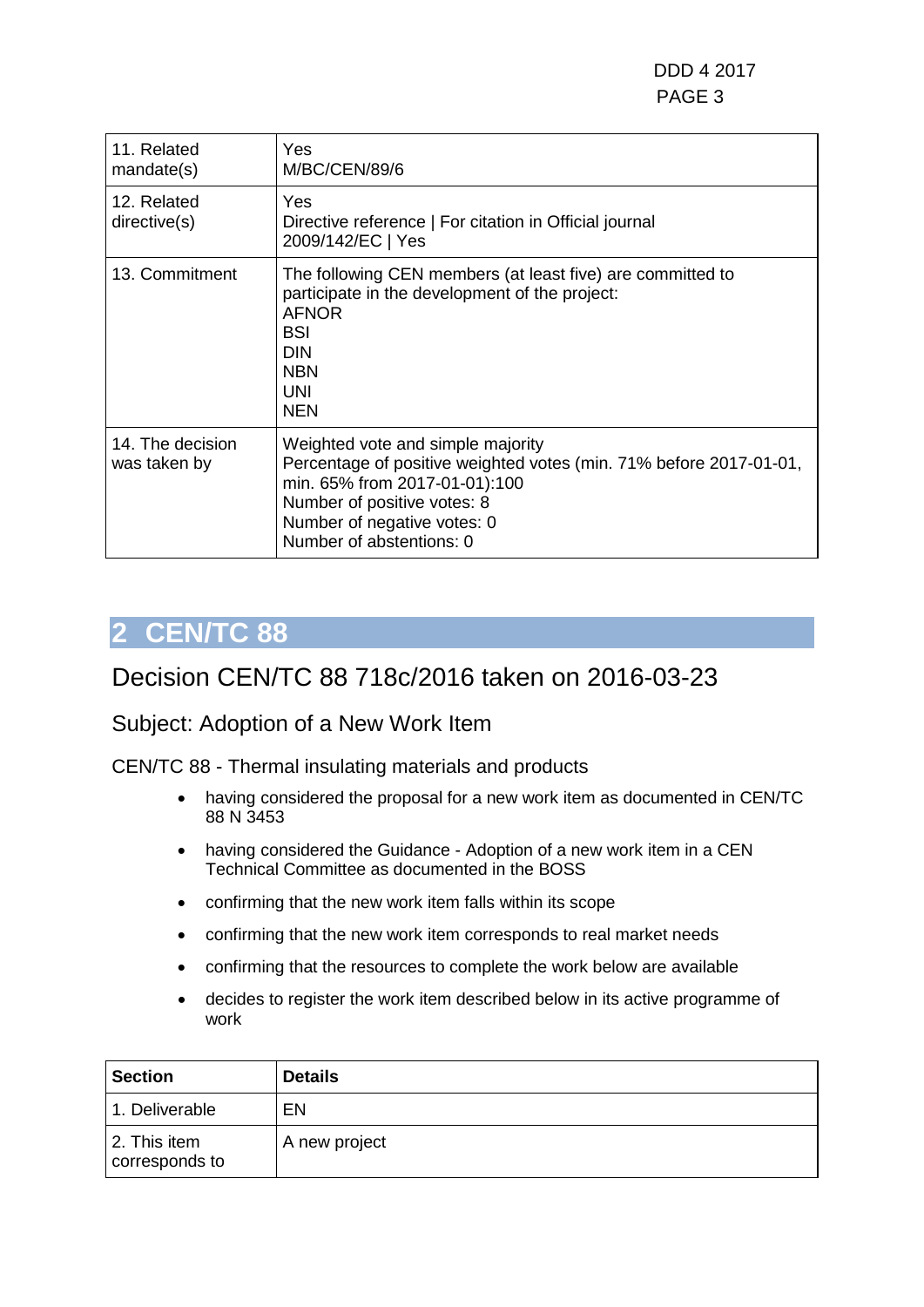| | |
|---|---|
| 11. Related mandate(s) | Yes<br>M/BC/CEN/89/6 |
| 12. Related directive(s) | Yes<br>Directive reference \| For citation in Official journal<br>2009/142/EC \| Yes |
| 13. Commitment | The following CEN members (at least five) are committed to participate in the development of the project:<br>AFNOR<br>BSI<br>DIN<br>NBN<br>UNI<br>NEN |
| 14. The decision was taken by | Weighted vote and simple majority<br>Percentage of positive weighted votes (min. 71% before 2017-01-01, min. 65% from 2017-01-01):100<br>Number of positive votes: 8<br>Number of negative votes: 0<br>Number of abstentions: 0 |

# 2 CEN/TC 88

## Decision CEN/TC 88 718c/2016 taken on 2016-03-23

### Subject: Adoption of a New Work Item

CEN/TC 88 - Thermal insulating materials and products

- having considered the proposal for a new work item as documented in CEN/TC 88 N 3453
- having considered the Guidance - Adoption of a new work item in a CEN Technical Committee as documented in the BOSS
- confirming that the new work item falls within its scope
- confirming that the new work item corresponds to real market needs
- confirming that the resources to complete the work below are available
- decides to register the work item described below in its active programme of work

| Section | Details |
|---|---|
| 1. Deliverable | EN |
| 2. This item corresponds to | A new project |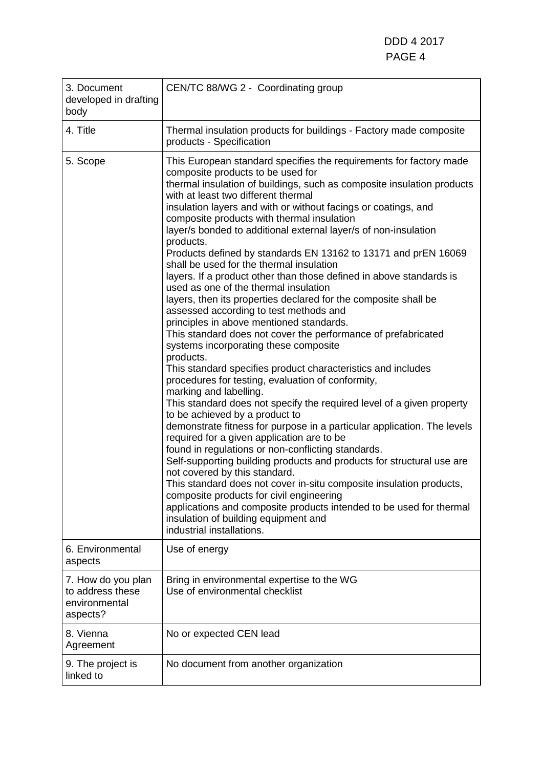| 3. Document developed in drafting body | CEN/TC 88/WG 2 - Coordinating group |
|---|---|
| 4. Title | Thermal insulation products for buildings - Factory made composite products - Specification |
| 5. Scope | This European standard specifies the requirements for factory made composite products to be used for thermal insulation of buildings, such as composite insulation products with at least two different thermal insulation layers and with or without facings or coatings, and composite products with thermal insulation layer/s bonded to additional external layer/s of non-insulation products.<br>Products defined by standards EN 13162 to 13171 and prEN 16069 shall be used for the thermal insulation layers. If a product other than those defined in above standards is used as one of the thermal insulation layers, then its properties declared for the composite shall be assessed according to test methods and principles in above mentioned standards.<br>This standard does not cover the performance of prefabricated systems incorporating these composite products.<br>This standard specifies product characteristics and includes procedures for testing, evaluation of conformity, marking and labelling.<br>This standard does not specify the required level of a given property to be achieved by a product to demonstrate fitness for purpose in a particular application. The levels required for a given application are to be found in regulations or non-conflicting standards.<br>Self-supporting building products and products for structural use are not covered by this standard.<br>This standard does not cover in-situ composite insulation products, composite products for civil engineering applications and composite products intended to be used for thermal insulation of building equipment and industrial installations. |
| 6. Environmental aspects | Use of energy |
| 7. How do you plan to address these environmental aspects? | Bring in environmental expertise to the WG<br>Use of environmental checklist |
| 8. Vienna Agreement | No or expected CEN lead |
| 9. The project is linked to | No document from another organization |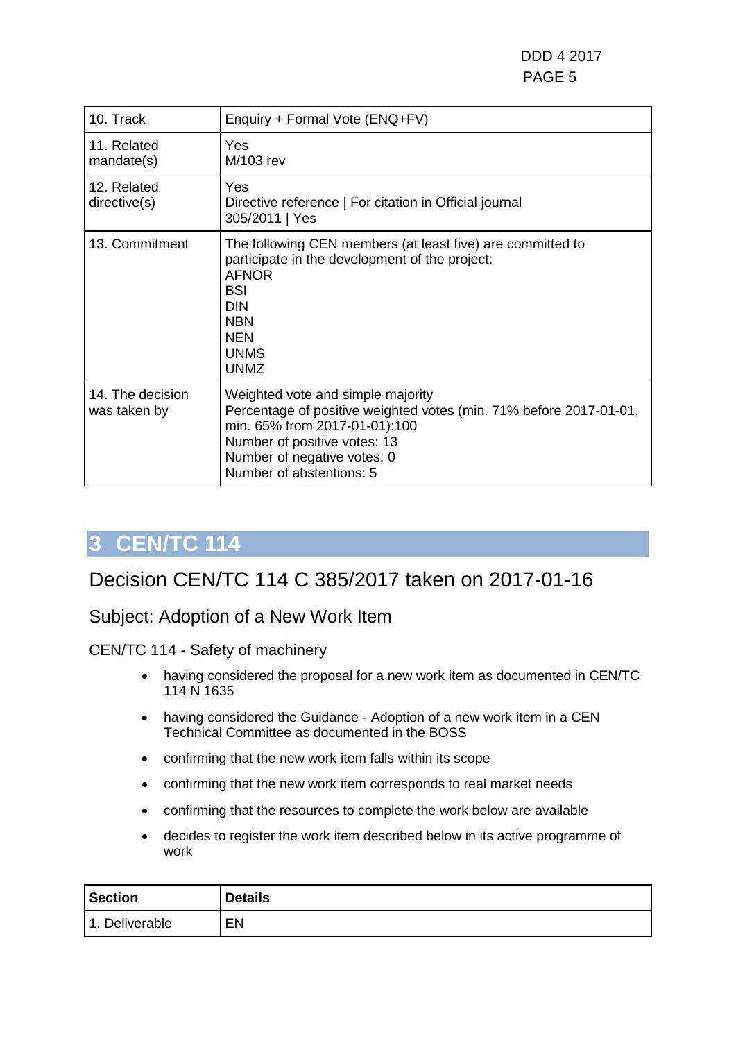| | |
|---|---|
| 10. Track | Enquiry + Formal Vote (ENQ+FV) |
| 11. Related mandate(s) | Yes<br>M/103 rev |
| 12. Related directive(s) | Yes<br>Directive reference \| For citation in Official journal<br>305/2011 \| Yes |
| 13. Commitment | The following CEN members (at least five) are committed to participate in the development of the project:<br>AFNOR<br>BSI<br>DIN<br>NBN<br>NEN<br>UNMS<br>UNMZ |
| 14. The decision was taken by | Weighted vote and simple majority<br>Percentage of positive weighted votes (min. 71% before 2017-01-01, min. 65% from 2017-01-01):100<br>Number of positive votes: 13<br>Number of negative votes: 0<br>Number of abstentions: 5 |

# 3 CEN/TC 114

## Decision CEN/TC 114 C 385/2017 taken on 2017-01-16

### Subject: Adoption of a New Work Item

CEN/TC 114 - Safety of machinery

- having considered the proposal for a new work item as documented in CEN/TC 114 N 1635
- having considered the Guidance - Adoption of a new work item in a CEN Technical Committee as documented in the BOSS
- confirming that the new work item falls within its scope
- confirming that the new work item corresponds to real market needs
- confirming that the resources to complete the work below are available
- decides to register the work item described below in its active programme of work

| **Section** | **Details** |
|---|---|
| 1. Deliverable | EN |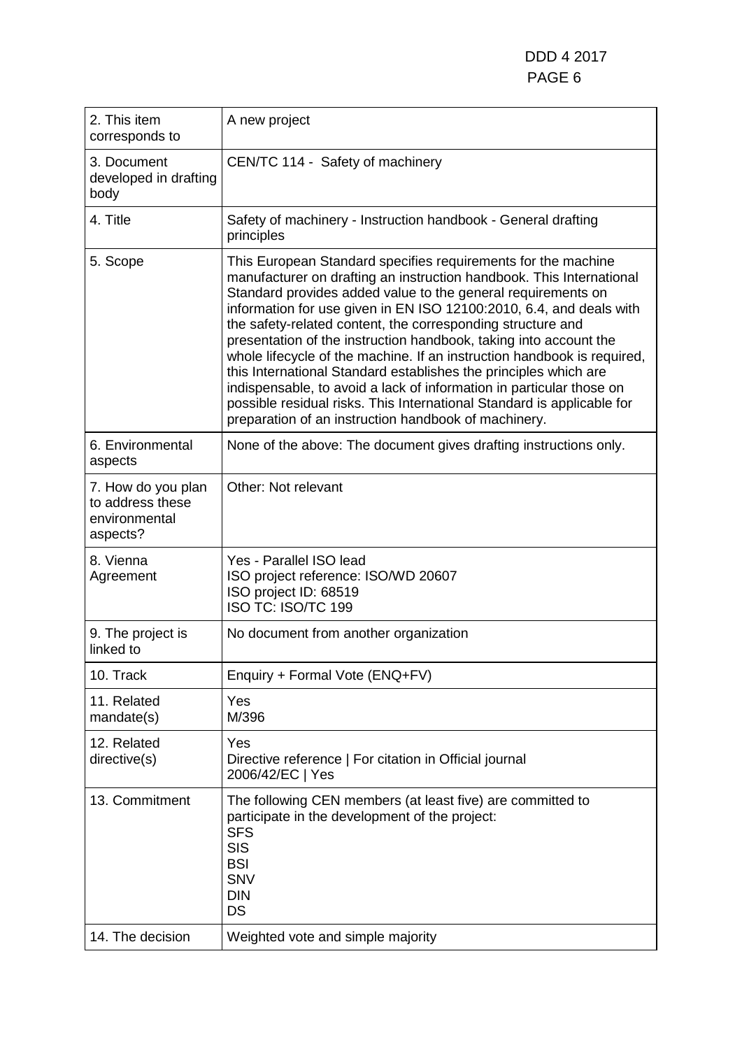| | |
|---|---|
| 2. This item corresponds to | A new project |
| 3. Document developed in drafting body | CEN/TC 114 - Safety of machinery |
| 4. Title | Safety of machinery - Instruction handbook - General drafting principles |
| 5. Scope | This European Standard specifies requirements for the machine manufacturer on drafting an instruction handbook. This International Standard provides added value to the general requirements on information for use given in EN ISO 12100:2010, 6.4, and deals with the safety-related content, the corresponding structure and presentation of the instruction handbook, taking into account the whole lifecycle of the machine. If an instruction handbook is required, this International Standard establishes the principles which are indispensable, to avoid a lack of information in particular those on possible residual risks. This International Standard is applicable for preparation of an instruction handbook of machinery. |
| 6. Environmental aspects | None of the above: The document gives drafting instructions only. |
| 7. How do you plan to address these environmental aspects? | Other: Not relevant |
| 8. Vienna Agreement | Yes - Parallel ISO lead<br>ISO project reference: ISO/WD 20607<br>ISO project ID: 68519<br>ISO TC: ISO/TC 199 |
| 9. The project is linked to | No document from another organization |
| 10. Track | Enquiry + Formal Vote (ENQ+FV) |
| 11. Related mandate(s) | Yes<br>M/396 |
| 12. Related directive(s) | Yes<br>Directive reference \| For citation in Official journal<br>2006/42/EC \| Yes |
| 13. Commitment | The following CEN members (at least five) are committed to participate in the development of the project:<br>SFS<br>SIS<br>BSI<br>SNV<br>DIN<br>DS |
| 14. The decision | Weighted vote and simple majority |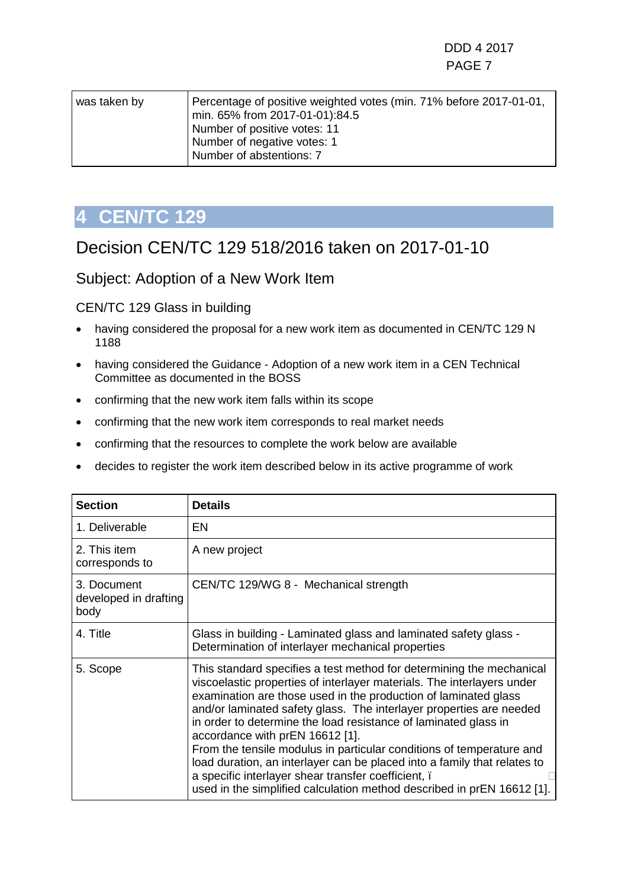| was taken by | Percentage of positive weighted votes (min. 71% before 2017-01-01, min. 65% from 2017-01-01):84.5<br>Number of positive votes: 11<br>Number of negative votes: 1<br>Number of abstentions: 7 |
|---|---|

# 4 CEN/TC 129

## Decision CEN/TC 129 518/2016 taken on 2017-01-10

### Subject: Adoption of a New Work Item

CEN/TC 129 Glass in building

- having considered the proposal for a new work item as documented in CEN/TC 129 N 1188
- having considered the Guidance - Adoption of a new work item in a CEN Technical Committee as documented in the BOSS
- confirming that the new work item falls within its scope
- confirming that the new work item corresponds to real market needs
- confirming that the resources to complete the work below are available
- decides to register the work item described below in its active programme of work

| Section | Details |
|---|---|
| 1. Deliverable | EN |
| 2. This item corresponds to | A new project |
| 3. Document developed in drafting body | CEN/TC 129/WG 8 - Mechanical strength |
| 4. Title | Glass in building - Laminated glass and laminated safety glass - Determination of interlayer mechanical properties |
| 5. Scope | This standard specifies a test method for determining the mechanical viscoelastic properties of interlayer materials. The interlayers under examination are those used in the production of laminated glass and/or laminated safety glass. The interlayer properties are needed in order to determine the load resistance of laminated glass in accordance with prEN 16612 [1].<br>From the tensile modulus in particular conditions of temperature and load duration, an interlayer can be placed into a family that relates to a specific interlayer shear transfer coefficient, ï<br>used in the simplified calculation method described in prEN 16612 [1]. |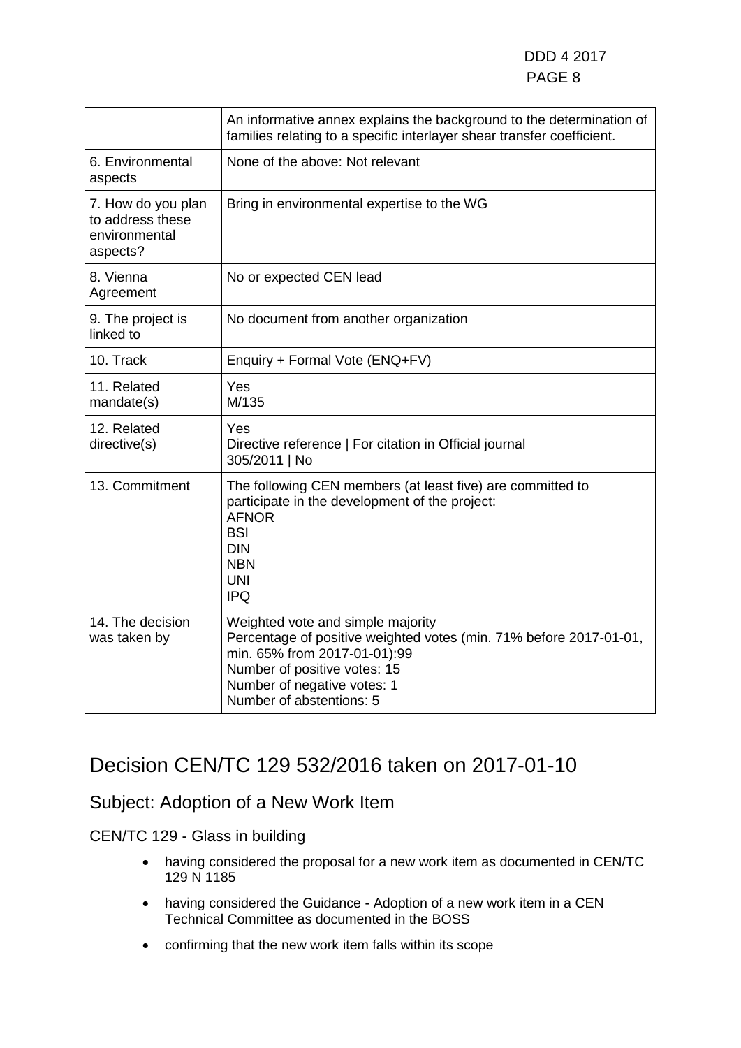|  | An informative annex explains the background to the determination of families relating to a specific interlayer shear transfer coefficient. |
| --- | --- |
| 6. Environmental aspects | None of the above: Not relevant |
| 7. How do you plan to address these environmental aspects? | Bring in environmental expertise to the WG |
| 8. Vienna Agreement | No or expected CEN lead |
| 9. The project is linked to | No document from another organization |
| 10. Track | Enquiry + Formal Vote (ENQ+FV) |
| 11. Related mandate(s) | Yes<br>M/135 |
| 12. Related directive(s) | Yes<br>Directive reference \| For citation in Official journal<br>305/2011 \| No |
| 13. Commitment | The following CEN members (at least five) are committed to participate in the development of the project:<br>AFNOR<br>BSI<br>DIN<br>NBN<br>UNI<br>IPQ |
| 14. The decision was taken by | Weighted vote and simple majority<br>Percentage of positive weighted votes (min. 71% before 2017-01-01, min. 65% from 2017-01-01):99<br>Number of positive votes: 15<br>Number of negative votes: 1<br>Number of abstentions: 5 |

# Decision CEN/TC 129 532/2016 taken on 2017-01-10

## Subject: Adoption of a New Work Item

CEN/TC 129 - Glass in building

- having considered the proposal for a new work item as documented in CEN/TC 129 N 1185
- having considered the Guidance - Adoption of a new work item in a CEN Technical Committee as documented in the BOSS
- confirming that the new work item falls within its scope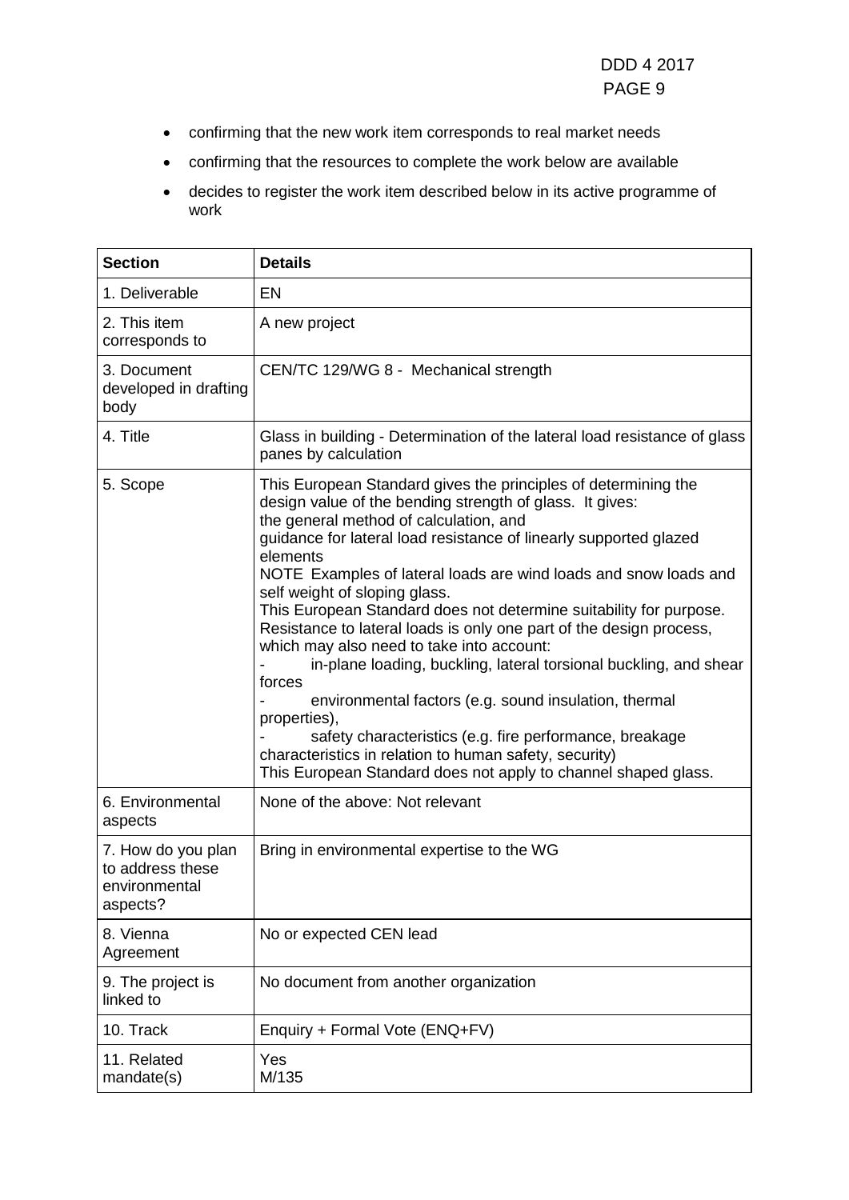- confirming that the new work item corresponds to real market needs
- confirming that the resources to complete the work below are available
- decides to register the work item described below in its active programme of work

| Section | Details |
|---|---|
| 1. Deliverable | EN |
| 2. This item corresponds to | A new project |
| 3. Document developed in drafting body | CEN/TC 129/WG 8 - Mechanical strength |
| 4. Title | Glass in building - Determination of the lateral load resistance of glass panes by calculation |
| 5. Scope | This European Standard gives the principles of determining the design value of the bending strength of glass. It gives:<br>the general method of calculation, and<br>guidance for lateral load resistance of linearly supported glazed elements<br>NOTE Examples of lateral loads are wind loads and snow loads and self weight of sloping glass.<br>This European Standard does not determine suitability for purpose. Resistance to lateral loads is only one part of the design process, which may also need to take into account:<br>- in-plane loading, buckling, lateral torsional buckling, and shear forces<br>- environmental factors (e.g. sound insulation, thermal properties),<br>- safety characteristics (e.g. fire performance, breakage characteristics in relation to human safety, security)<br>This European Standard does not apply to channel shaped glass. |
| 6. Environmental aspects | None of the above: Not relevant |
| 7. How do you plan to address these environmental aspects? | Bring in environmental expertise to the WG |
| 8. Vienna Agreement | No or expected CEN lead |
| 9. The project is linked to | No document from another organization |
| 10. Track | Enquiry + Formal Vote (ENQ+FV) |
| 11. Related mandate(s) | Yes<br>M/135 |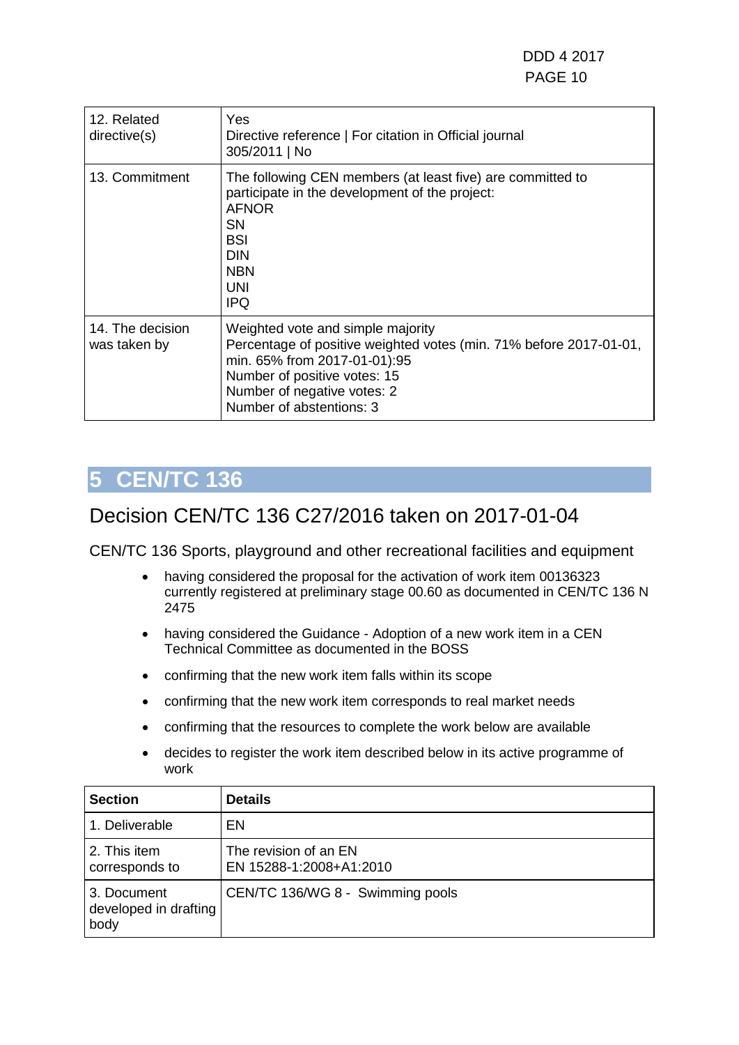| | |
|---|---|
| 12. Related directive(s) | Yes<br>Directive reference \| For citation in Official journal<br>305/2011 \| No |
| 13. Commitment | The following CEN members (at least five) are committed to participate in the development of the project:<br>AFNOR<br>SN<br>BSI<br>DIN<br>NBN<br>UNI<br>IPQ |
| 14. The decision was taken by | Weighted vote and simple majority<br>Percentage of positive weighted votes (min. 71% before 2017-01-01, min. 65% from 2017-01-01):95<br>Number of positive votes: 15<br>Number of negative votes: 2<br>Number of abstentions: 3 |

# 5 CEN/TC 136

## Decision CEN/TC 136 C27/2016 taken on 2017-01-04

CEN/TC 136 Sports, playground and other recreational facilities and equipment

- having considered the proposal for the activation of work item 00136323 currently registered at preliminary stage 00.60 as documented in CEN/TC 136 N 2475
- having considered the Guidance - Adoption of a new work item in a CEN Technical Committee as documented in the BOSS
- confirming that the new work item falls within its scope
- confirming that the new work item corresponds to real market needs
- confirming that the resources to complete the work below are available
- decides to register the work item described below in its active programme of work

| Section | Details |
|---|---|
| 1. Deliverable | EN |
| 2. This item corresponds to | The revision of an EN<br>EN 15288-1:2008+A1:2010 |
| 3. Document developed in drafting body | CEN/TC 136/WG 8 - Swimming pools |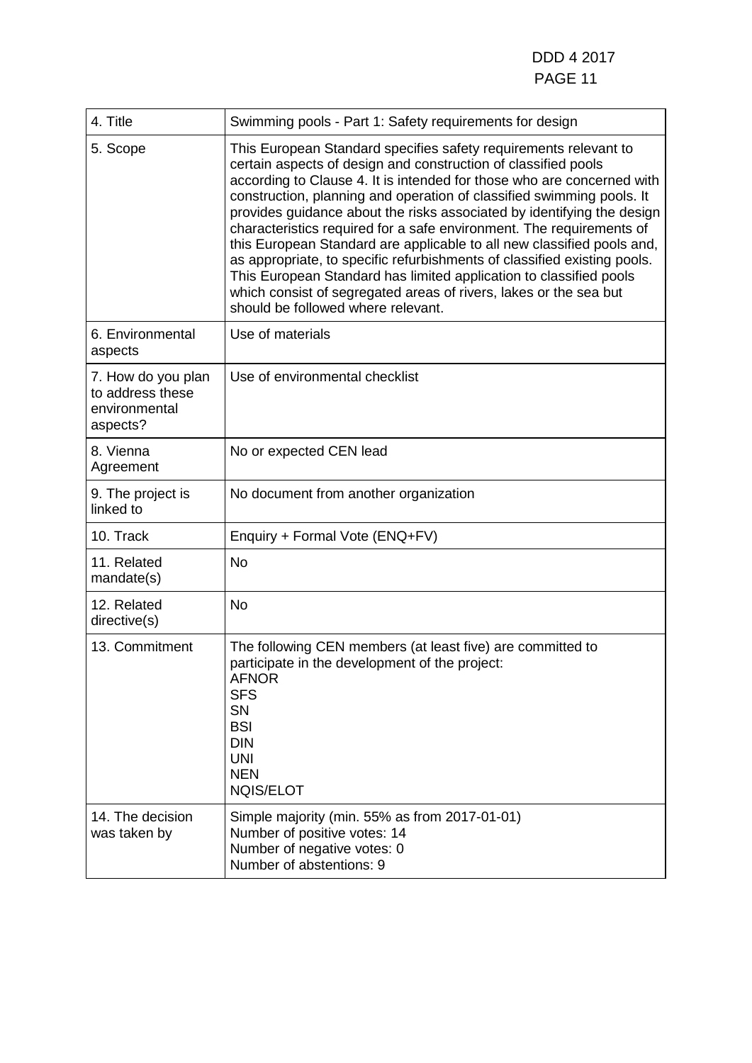| 4. Title | Swimming pools - Part 1: Safety requirements for design |
|---|---|
| 5. Scope | This European Standard specifies safety requirements relevant to certain aspects of design and construction of classified pools according to Clause 4. It is intended for those who are concerned with construction, planning and operation of classified swimming pools. It provides guidance about the risks associated by identifying the design characteristics required for a safe environment. The requirements of this European Standard are applicable to all new classified pools and, as appropriate, to specific refurbishments of classified existing pools. This European Standard has limited application to classified pools which consist of segregated areas of rivers, lakes or the sea but should be followed where relevant. |
| 6. Environmental aspects | Use of materials |
| 7. How do you plan to address these environmental aspects? | Use of environmental checklist |
| 8. Vienna Agreement | No or expected CEN lead |
| 9. The project is linked to | No document from another organization |
| 10. Track | Enquiry + Formal Vote (ENQ+FV) |
| 11. Related mandate(s) | No |
| 12. Related directive(s) | No |
| 13. Commitment | The following CEN members (at least five) are committed to participate in the development of the project:<br>AFNOR<br>SFS<br>SN<br>BSI<br>DIN<br>UNI<br>NEN<br>NQIS/ELOT |
| 14. The decision was taken by | Simple majority (min. 55% as from 2017-01-01)<br>Number of positive votes: 14<br>Number of negative votes: 0<br>Number of abstentions: 9 |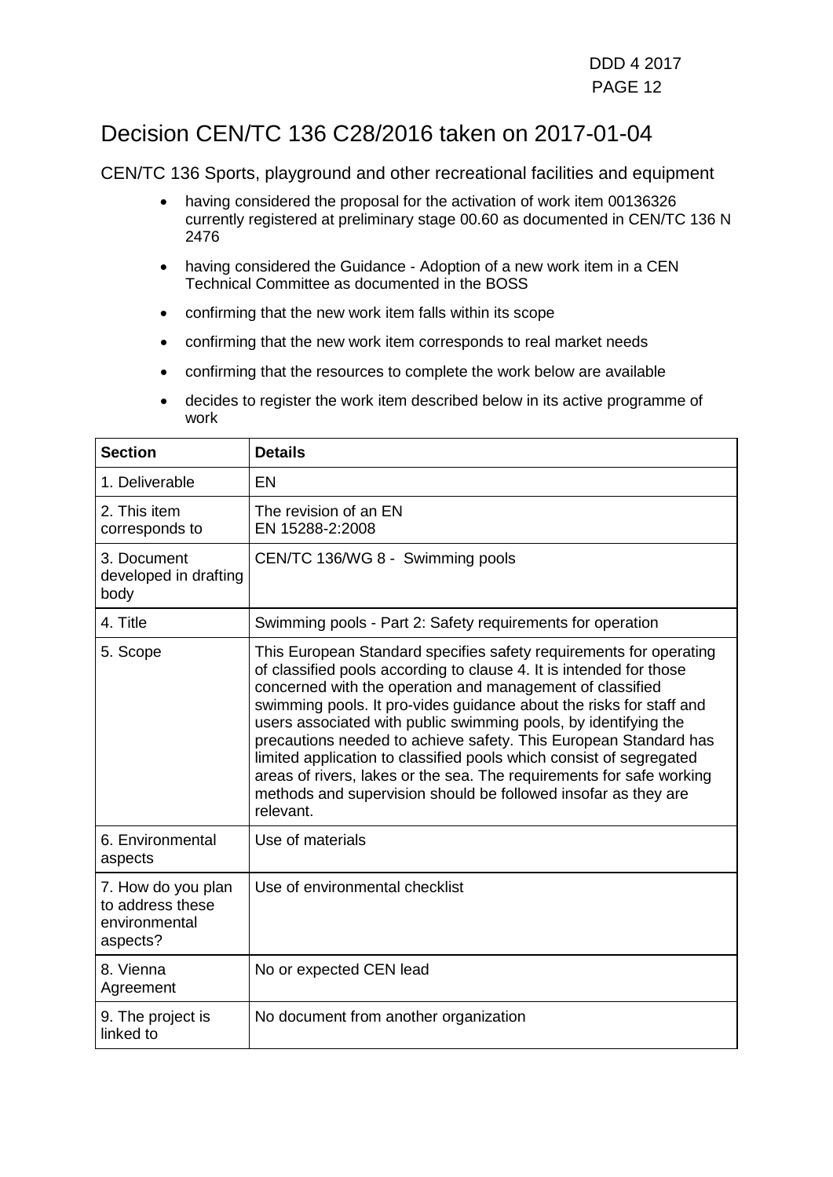# Decision CEN/TC 136 C28/2016 taken on 2017-01-04

CEN/TC 136 Sports, playground and other recreational facilities and equipment

- having considered the proposal for the activation of work item 00136326 currently registered at preliminary stage 00.60 as documented in CEN/TC 136 N 2476
- having considered the Guidance - Adoption of a new work item in a CEN Technical Committee as documented in the BOSS
- confirming that the new work item falls within its scope
- confirming that the new work item corresponds to real market needs
- confirming that the resources to complete the work below are available
- decides to register the work item described below in its active programme of work

| Section | Details |
|---|---|
| 1. Deliverable | EN |
| 2. This item corresponds to | The revision of an EN<br>EN 15288-2:2008 |
| 3. Document developed in drafting body | CEN/TC 136/WG 8 - Swimming pools |
| 4. Title | Swimming pools - Part 2: Safety requirements for operation |
| 5. Scope | This European Standard specifies safety requirements for operating of classified pools according to clause 4. It is intended for those concerned with the operation and management of classified swimming pools. It pro-vides guidance about the risks for staff and users associated with public swimming pools, by identifying the precautions needed to achieve safety. This European Standard has limited application to classified pools which consist of segregated areas of rivers, lakes or the sea. The requirements for safe working methods and supervision should be followed insofar as they are relevant. |
| 6. Environmental aspects | Use of materials |
| 7. How do you plan to address these environmental aspects? | Use of environmental checklist |
| 8. Vienna Agreement | No or expected CEN lead |
| 9. The project is linked to | No document from another organization |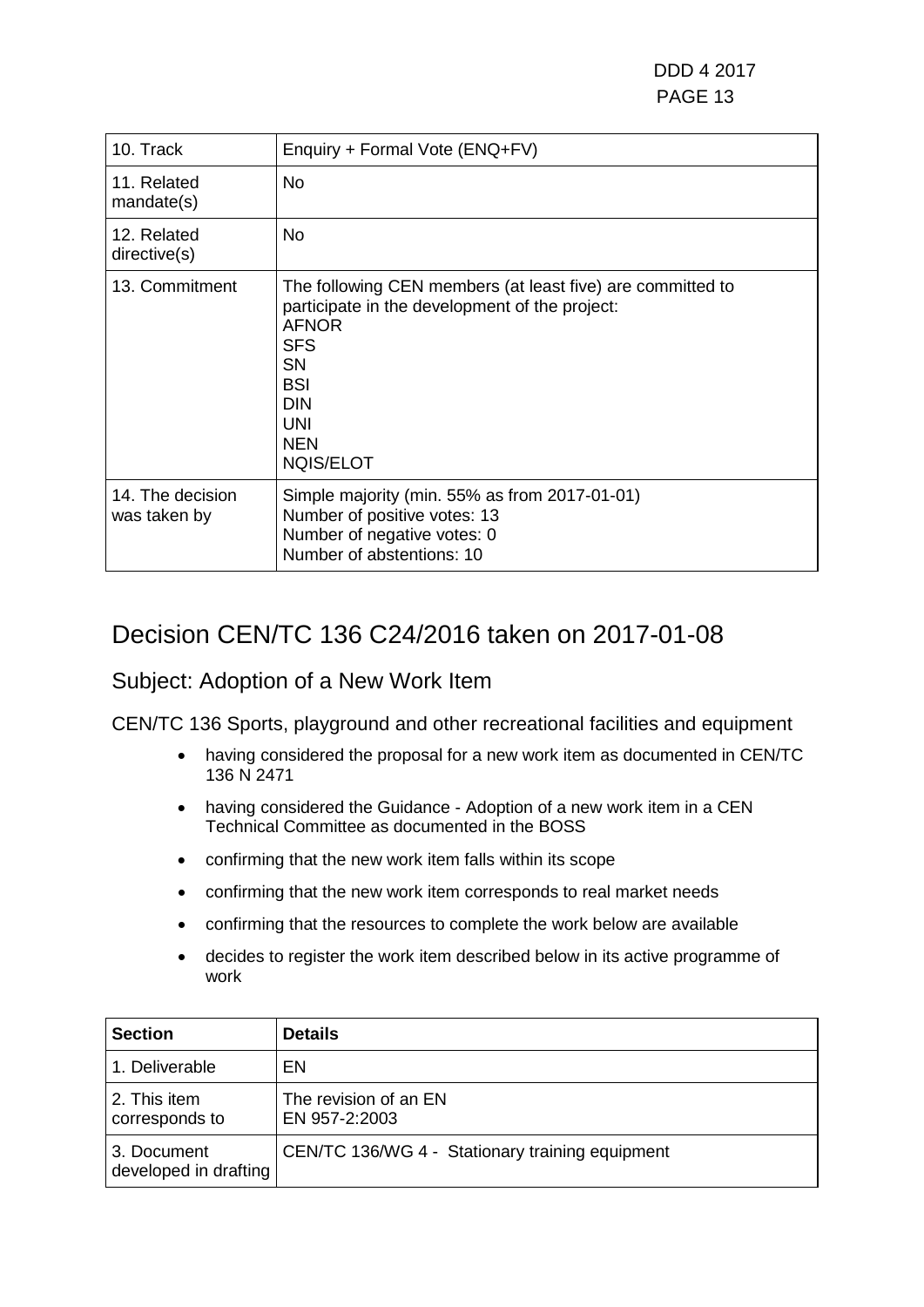| | |
|---|---|
| 10. Track | Enquiry + Formal Vote (ENQ+FV) |
| 11. Related mandate(s) | No |
| 12. Related directive(s) | No |
| 13. Commitment | The following CEN members (at least five) are committed to participate in the development of the project:<br>AFNOR<br>SFS<br>SN<br>BSI<br>DIN<br>UNI<br>NEN<br>NQIS/ELOT |
| 14. The decision was taken by | Simple majority (min. 55% as from 2017-01-01)<br>Number of positive votes: 13<br>Number of negative votes: 0<br>Number of abstentions: 10 |

# Decision CEN/TC 136 C24/2016 taken on 2017-01-08

## Subject: Adoption of a New Work Item

CEN/TC 136 Sports, playground and other recreational facilities and equipment

- having considered the proposal for a new work item as documented in CEN/TC 136 N 2471
- having considered the Guidance - Adoption of a new work item in a CEN Technical Committee as documented in the BOSS
- confirming that the new work item falls within its scope
- confirming that the new work item corresponds to real market needs
- confirming that the resources to complete the work below are available
- decides to register the work item described below in its active programme of work

| Section | Details |
|---|---|
| 1. Deliverable | EN |
| 2. This item corresponds to | The revision of an EN<br>EN 957-2:2003 |
| 3. Document developed in drafting | CEN/TC 136/WG 4 - Stationary training equipment |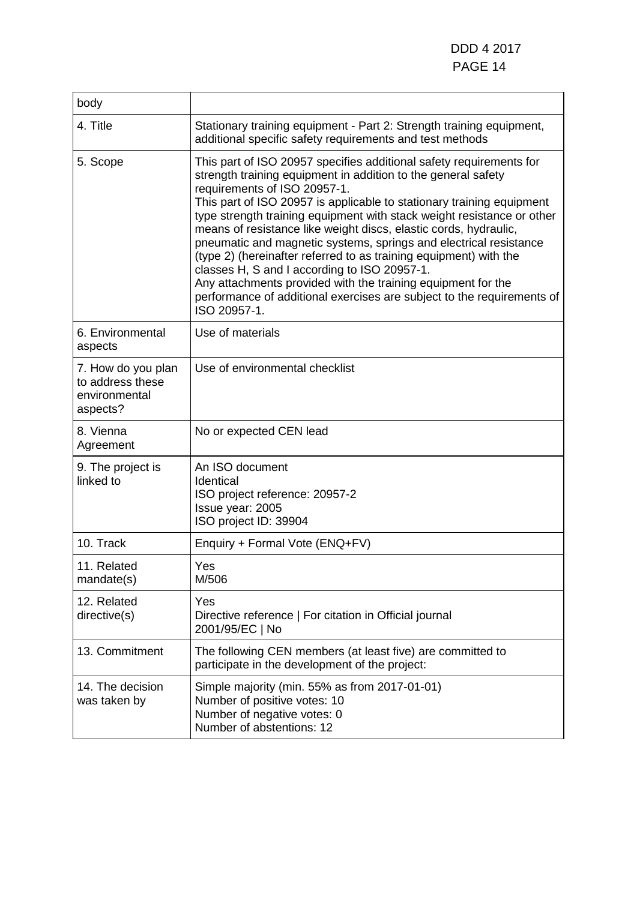| body | |
|---|---|
| 4. Title | Stationary training equipment - Part 2: Strength training equipment, additional specific safety requirements and test methods |
| 5. Scope | This part of ISO 20957 specifies additional safety requirements for strength training equipment in addition to the general safety requirements of ISO 20957-1.<br>This part of ISO 20957 is applicable to stationary training equipment type strength training equipment with stack weight resistance or other means of resistance like weight discs, elastic cords, hydraulic, pneumatic and magnetic systems, springs and electrical resistance (type 2) (hereinafter referred to as training equipment) with the classes H, S and I according to ISO 20957-1.<br>Any attachments provided with the training equipment for the performance of additional exercises are subject to the requirements of ISO 20957-1. |
| 6. Environmental aspects | Use of materials |
| 7. How do you plan to address these environmental aspects? | Use of environmental checklist |
| 8. Vienna Agreement | No or expected CEN lead |
| 9. The project is linked to | An ISO document<br>Identical<br>ISO project reference: 20957-2<br>Issue year: 2005<br>ISO project ID: 39904 |
| 10. Track | Enquiry + Formal Vote (ENQ+FV) |
| 11. Related mandate(s) | Yes<br>M/506 |
| 12. Related directive(s) | Yes<br>Directive reference \| For citation in Official journal<br>2001/95/EC \| No |
| 13. Commitment | The following CEN members (at least five) are committed to participate in the development of the project: |
| 14. The decision was taken by | Simple majority (min. 55% as from 2017-01-01)<br>Number of positive votes: 10<br>Number of negative votes: 0<br>Number of abstentions: 12 |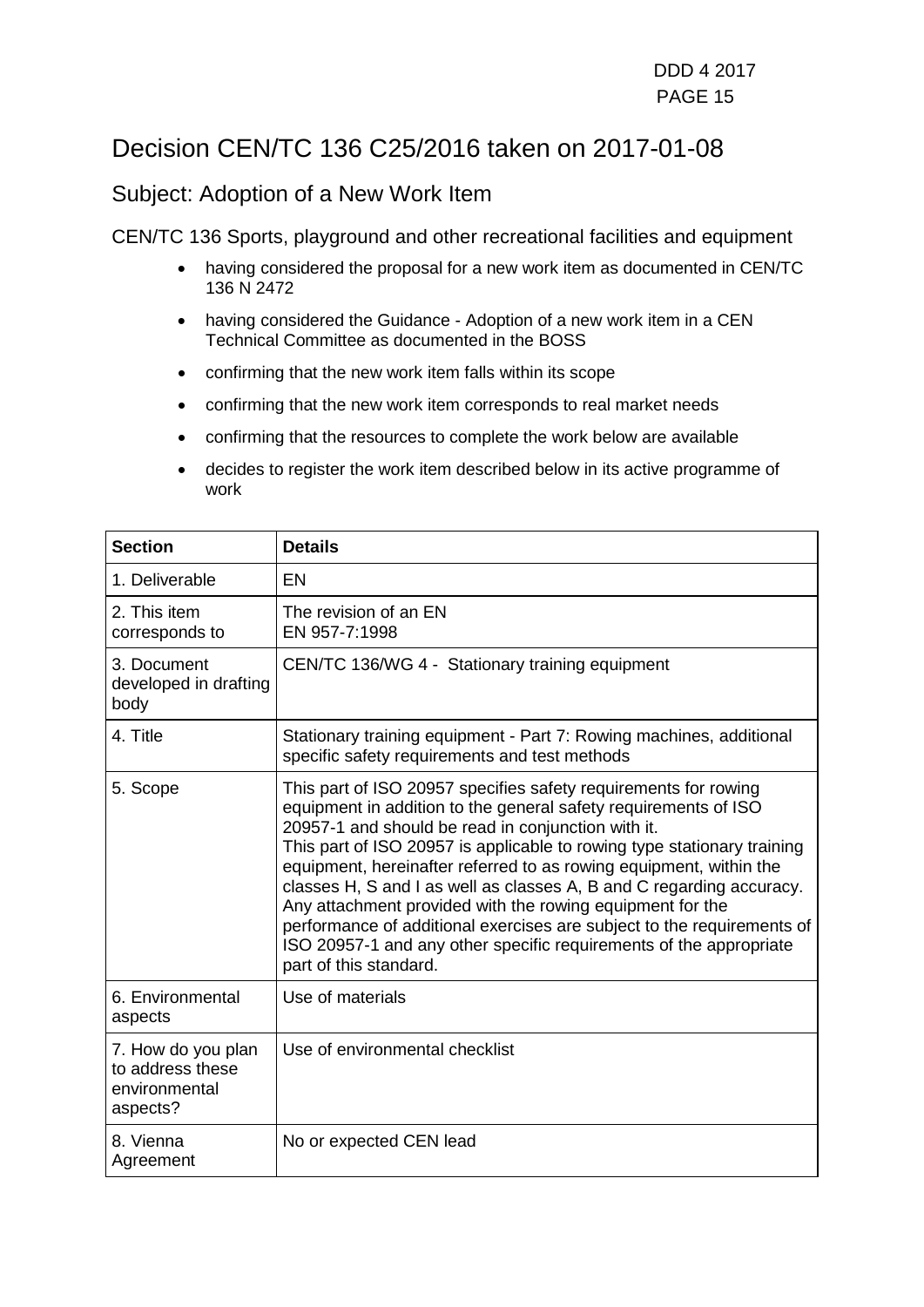# Decision CEN/TC 136 C25/2016 taken on 2017-01-08

## Subject: Adoption of a New Work Item

CEN/TC 136 Sports, playground and other recreational facilities and equipment

- having considered the proposal for a new work item as documented in CEN/TC 136 N 2472
- having considered the Guidance - Adoption of a new work item in a CEN Technical Committee as documented in the BOSS
- confirming that the new work item falls within its scope
- confirming that the new work item corresponds to real market needs
- confirming that the resources to complete the work below are available
- decides to register the work item described below in its active programme of work

| Section | Details |
| --- | --- |
| 1. Deliverable | EN |
| 2. This item corresponds to | The revision of an EN<br>EN 957-7:1998 |
| 3. Document developed in drafting body | CEN/TC 136/WG 4 - Stationary training equipment |
| 4. Title | Stationary training equipment - Part 7: Rowing machines, additional specific safety requirements and test methods |
| 5. Scope | This part of ISO 20957 specifies safety requirements for rowing equipment in addition to the general safety requirements of ISO 20957-1 and should be read in conjunction with it.<br>This part of ISO 20957 is applicable to rowing type stationary training equipment, hereinafter referred to as rowing equipment, within the classes H, S and I as well as classes A, B and C regarding accuracy. Any attachment provided with the rowing equipment for the performance of additional exercises are subject to the requirements of ISO 20957-1 and any other specific requirements of the appropriate part of this standard. |
| 6. Environmental aspects | Use of materials |
| 7. How do you plan to address these environmental aspects? | Use of environmental checklist |
| 8. Vienna Agreement | No or expected CEN lead |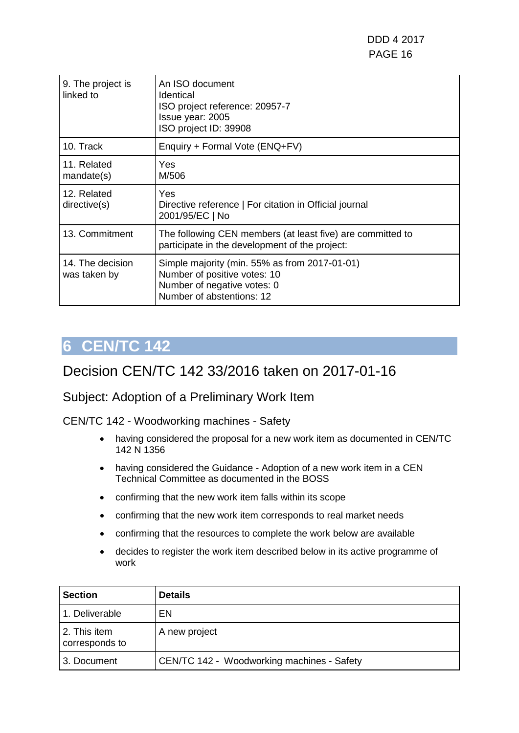| | |
|---|---|
| 9. The project is linked to | An ISO document<br>Identical<br>ISO project reference: 20957-7<br>Issue year: 2005<br>ISO project ID: 39908 |
| 10. Track | Enquiry + Formal Vote (ENQ+FV) |
| 11. Related mandate(s) | Yes<br>M/506 |
| 12. Related directive(s) | Yes<br>Directive reference \| For citation in Official journal<br>2001/95/EC \| No |
| 13. Commitment | The following CEN members (at least five) are committed to participate in the development of the project: |
| 14. The decision was taken by | Simple majority (min. 55% as from 2017-01-01)<br>Number of positive votes: 10<br>Number of negative votes: 0<br>Number of abstentions: 12 |

# 6 CEN/TC 142

## Decision CEN/TC 142 33/2016 taken on 2017-01-16

### Subject: Adoption of a Preliminary Work Item

CEN/TC 142 - Woodworking machines - Safety

- having considered the proposal for a new work item as documented in CEN/TC 142 N 1356
- having considered the Guidance - Adoption of a new work item in a CEN Technical Committee as documented in the BOSS
- confirming that the new work item falls within its scope
- confirming that the new work item corresponds to real market needs
- confirming that the resources to complete the work below are available
- decides to register the work item described below in its active programme of work

| **Section** | **Details** |
|---|---|
| 1. Deliverable | EN |
| 2. This item corresponds to | A new project |
| 3. Document | CEN/TC 142 - Woodworking machines - Safety |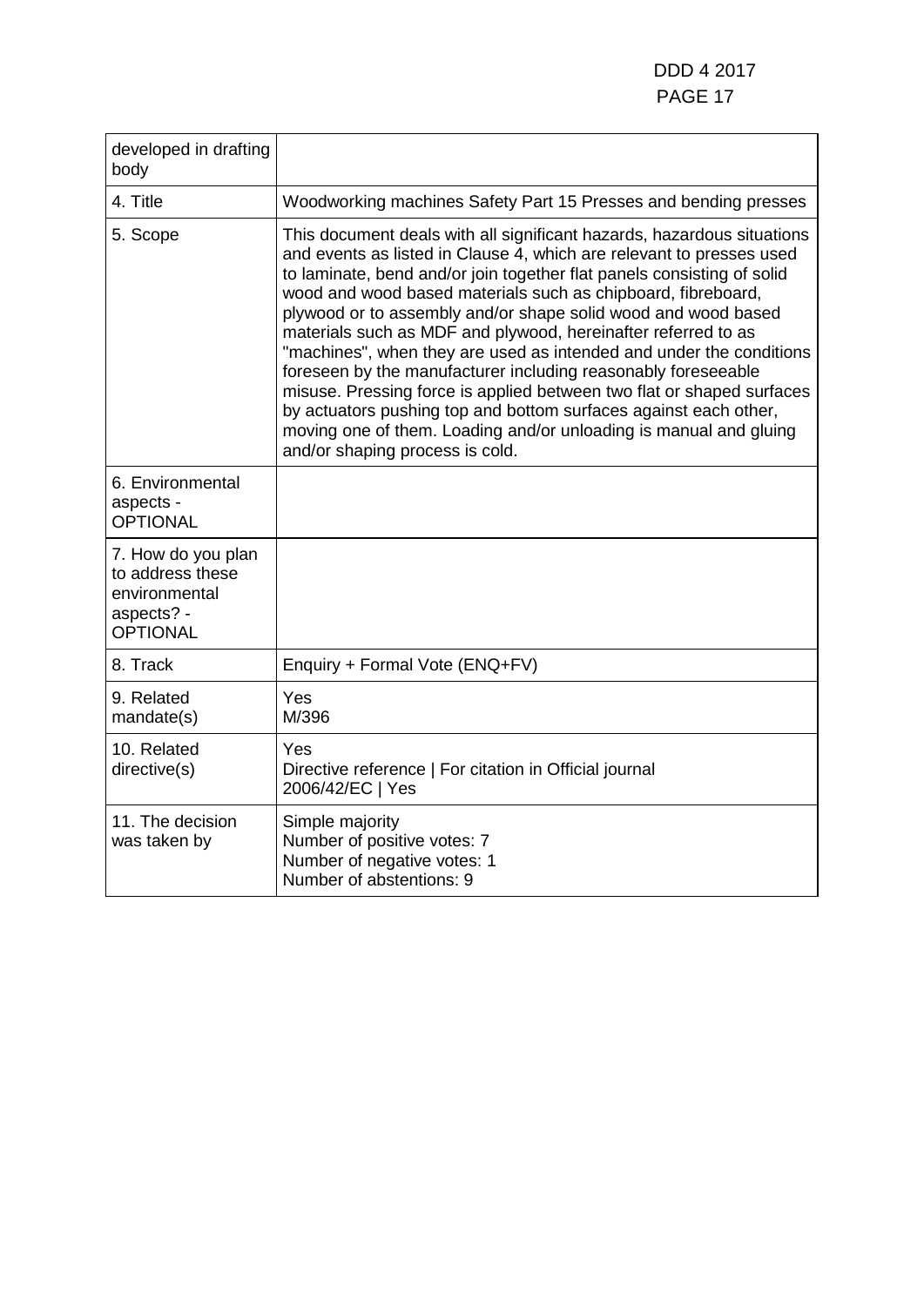| developed in drafting body | |
|---|---|
| 4. Title | Woodworking machines Safety Part 15 Presses and bending presses |
| 5. Scope | This document deals with all significant hazards, hazardous situations and events as listed in Clause 4, which are relevant to presses used to laminate, bend and/or join together flat panels consisting of solid wood and wood based materials such as chipboard, fibreboard, plywood or to assembly and/or shape solid wood and wood based materials such as MDF and plywood, hereinafter referred to as "machines", when they are used as intended and under the conditions foreseen by the manufacturer including reasonably foreseeable misuse. Pressing force is applied between two flat or shaped surfaces by actuators pushing top and bottom surfaces against each other, moving one of them. Loading and/or unloading is manual and gluing and/or shaping process is cold. |
| 6. Environmental aspects - OPTIONAL | |
| 7. How do you plan to address these environmental aspects? - OPTIONAL | |
| 8. Track | Enquiry + Formal Vote (ENQ+FV) |
| 9. Related mandate(s) | Yes<br>M/396 |
| 10. Related directive(s) | Yes<br>Directive reference \| For citation in Official journal<br>2006/42/EC \| Yes |
| 11. The decision was taken by | Simple majority<br>Number of positive votes: 7<br>Number of negative votes: 1<br>Number of abstentions: 9 |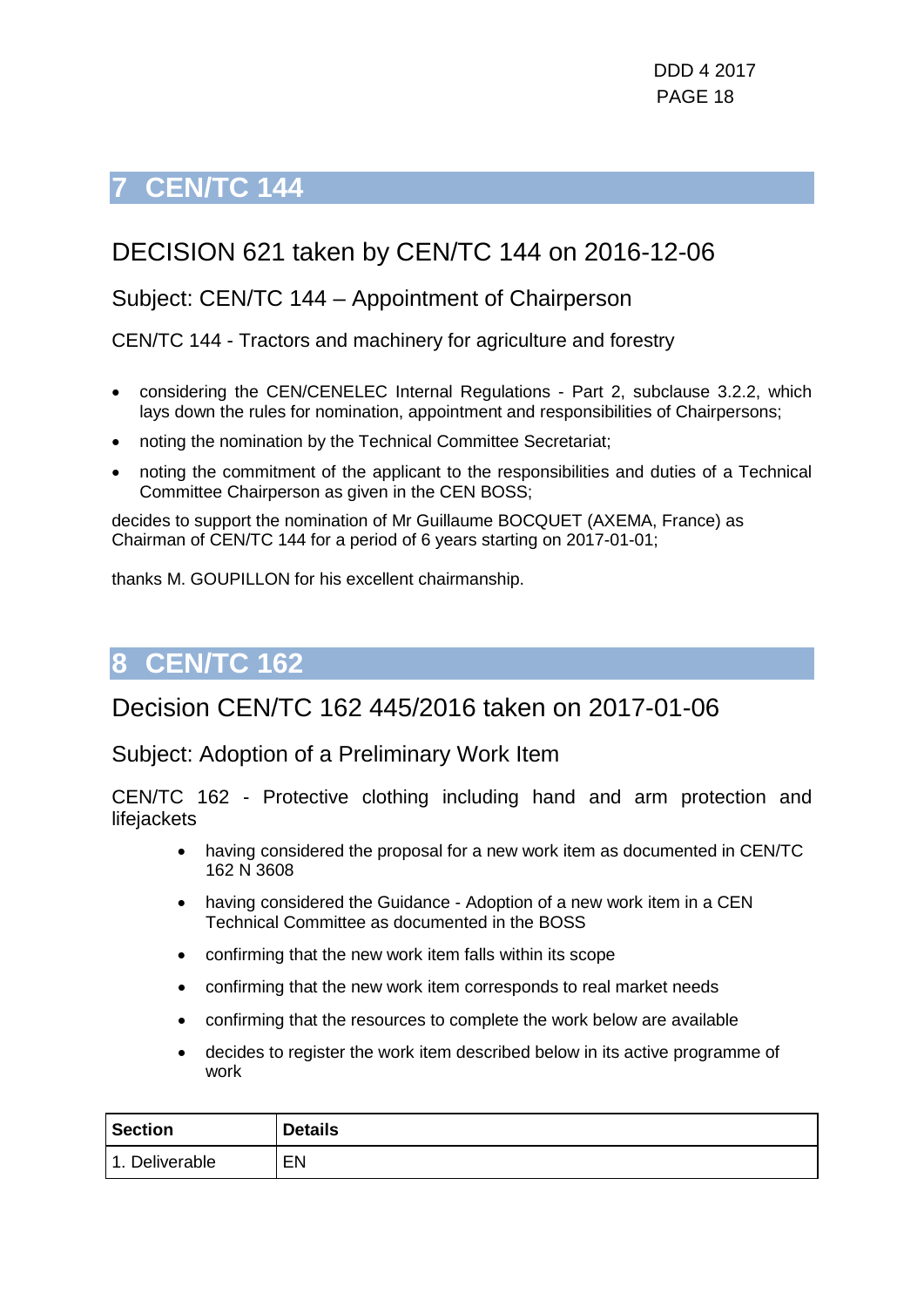# 7 CEN/TC 144

## DECISION 621 taken by CEN/TC 144 on 2016-12-06

### Subject: CEN/TC 144 – Appointment of Chairperson

CEN/TC 144 - Tractors and machinery for agriculture and forestry

- considering the CEN/CENELEC Internal Regulations - Part 2, subclause 3.2.2, which lays down the rules for nomination, appointment and responsibilities of Chairpersons;
- noting the nomination by the Technical Committee Secretariat;
- noting the commitment of the applicant to the responsibilities and duties of a Technical Committee Chairperson as given in the CEN BOSS;

decides to support the nomination of Mr Guillaume BOCQUET (AXEMA, France) as Chairman of CEN/TC 144 for a period of 6 years starting on 2017-01-01;

thanks M. GOUPILLON for his excellent chairmanship.

# 8 CEN/TC 162

## Decision CEN/TC 162 445/2016 taken on 2017-01-06

### Subject: Adoption of a Preliminary Work Item

CEN/TC 162 - Protective clothing including hand and arm protection and lifejackets

- having considered the proposal for a new work item as documented in CEN/TC 162 N 3608
- having considered the Guidance - Adoption of a new work item in a CEN Technical Committee as documented in the BOSS
- confirming that the new work item falls within its scope
- confirming that the new work item corresponds to real market needs
- confirming that the resources to complete the work below are available
- decides to register the work item described below in its active programme of work

| Section | Details |
| --- | --- |
| 1. Deliverable | EN |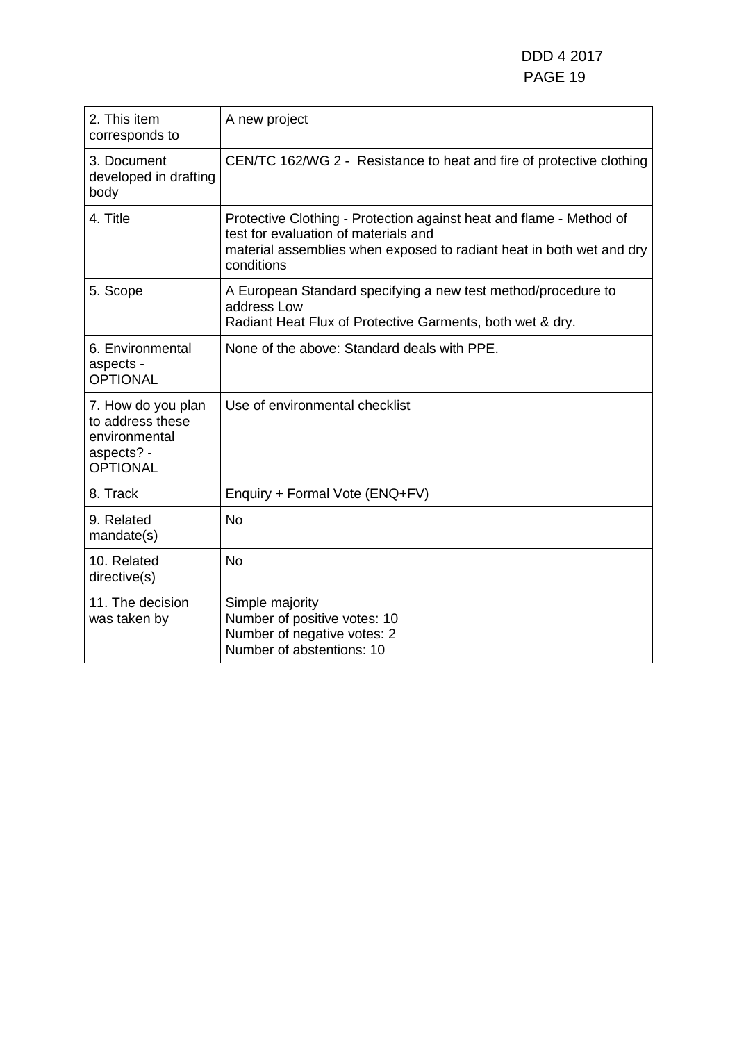| | |
|---|---|
| 2. This item corresponds to | A new project |
| 3. Document developed in drafting body | CEN/TC 162/WG 2 - Resistance to heat and fire of protective clothing |
| 4. Title | Protective Clothing - Protection against heat and flame - Method of test for evaluation of materials and material assemblies when exposed to radiant heat in both wet and dry conditions |
| 5. Scope | A European Standard specifying a new test method/procedure to address Low Radiant Heat Flux of Protective Garments, both wet & dry. |
| 6. Environmental aspects - OPTIONAL | None of the above: Standard deals with PPE. |
| 7. How do you plan to address these environmental aspects? - OPTIONAL | Use of environmental checklist |
| 8. Track | Enquiry + Formal Vote (ENQ+FV) |
| 9. Related mandate(s) | No |
| 10. Related directive(s) | No |
| 11. The decision was taken by | Simple majority<br>Number of positive votes: 10<br>Number of negative votes: 2<br>Number of abstentions: 10 |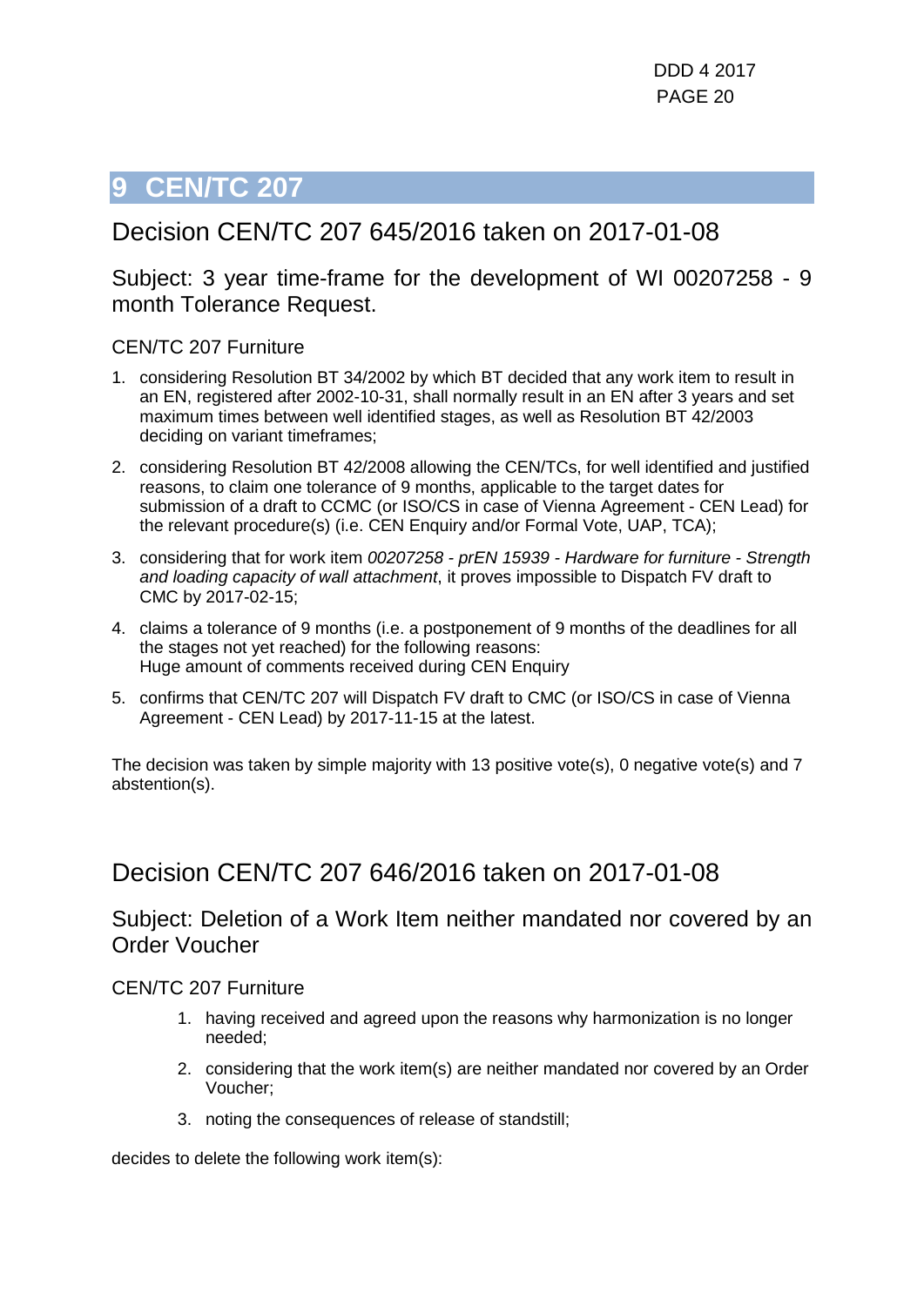# 9 CEN/TC 207

## Decision CEN/TC 207 645/2016 taken on 2017-01-08

### Subject: 3 year time-frame for the development of WI 00207258 - 9 month Tolerance Request.

CEN/TC 207 Furniture

1. considering Resolution BT 34/2002 by which BT decided that any work item to result in an EN, registered after 2002-10-31, shall normally result in an EN after 3 years and set maximum times between well identified stages, as well as Resolution BT 42/2003 deciding on variant timeframes;
2. considering Resolution BT 42/2008 allowing the CEN/TCs, for well identified and justified reasons, to claim one tolerance of 9 months, applicable to the target dates for submission of a draft to CCMC (or ISO/CS in case of Vienna Agreement - CEN Lead) for the relevant procedure(s) (i.e. CEN Enquiry and/or Formal Vote, UAP, TCA);
3. considering that for work item *00207258 - prEN 15939 - Hardware for furniture - Strength and loading capacity of wall attachment*, it proves impossible to Dispatch FV draft to CMC by 2017-02-15;
4. claims a tolerance of 9 months (i.e. a postponement of 9 months of the deadlines for all the stages not yet reached) for the following reasons:
   Huge amount of comments received during CEN Enquiry
5. confirms that CEN/TC 207 will Dispatch FV draft to CMC (or ISO/CS in case of Vienna Agreement - CEN Lead) by 2017-11-15 at the latest.

The decision was taken by simple majority with 13 positive vote(s), 0 negative vote(s) and 7 abstention(s).

## Decision CEN/TC 207 646/2016 taken on 2017-01-08

### Subject: Deletion of a Work Item neither mandated nor covered by an Order Voucher

CEN/TC 207 Furniture

1. having received and agreed upon the reasons why harmonization is no longer needed;
2. considering that the work item(s) are neither mandated nor covered by an Order Voucher;
3. noting the consequences of release of standstill;

decides to delete the following work item(s):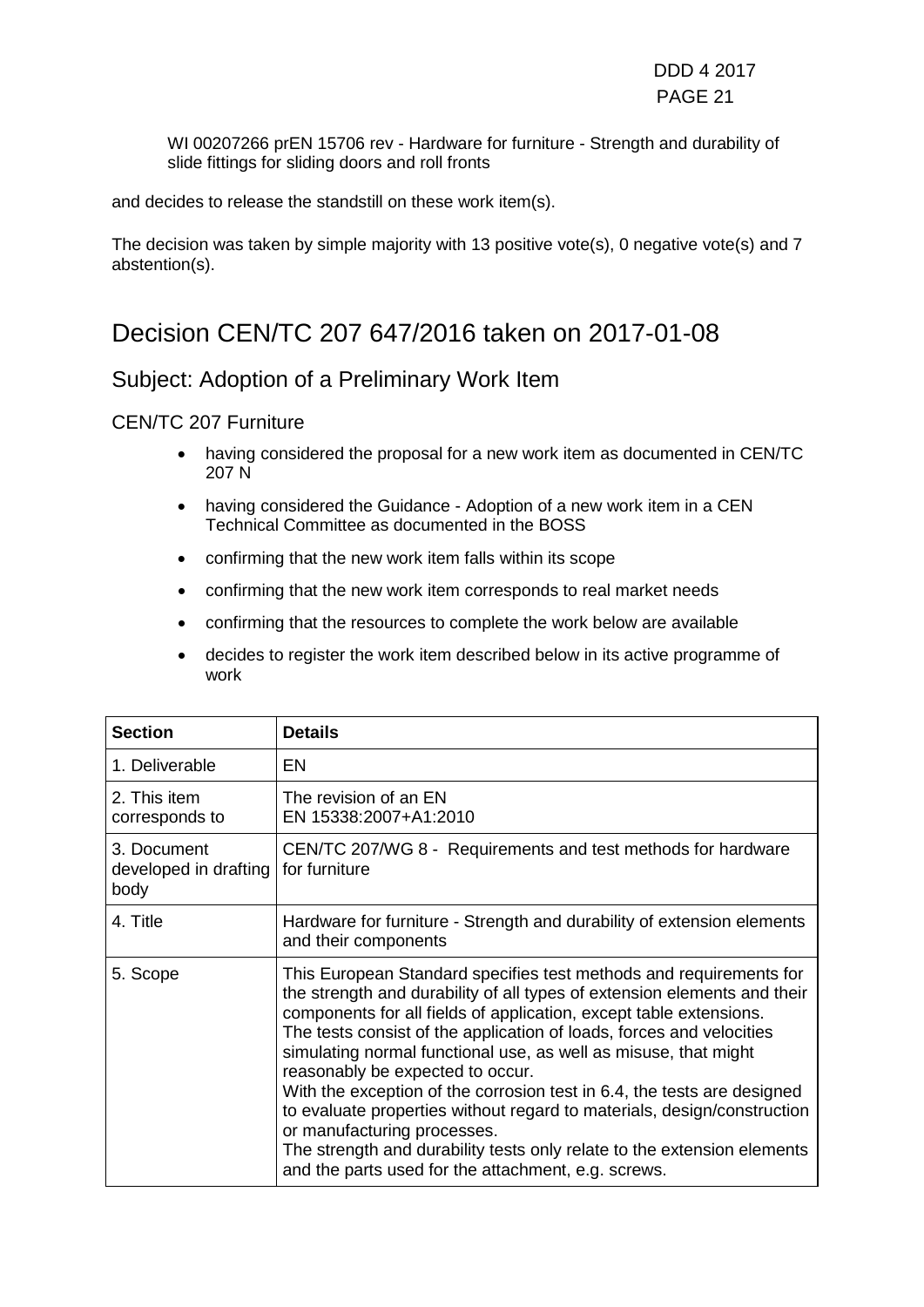WI 00207266 prEN 15706 rev - Hardware for furniture - Strength and durability of slide fittings for sliding doors and roll fronts

and decides to release the standstill on these work item(s).

The decision was taken by simple majority with 13 positive vote(s), 0 negative vote(s) and 7 abstention(s).

# Decision CEN/TC 207 647/2016 taken on 2017-01-08

## Subject: Adoption of a Preliminary Work Item

### CEN/TC 207 Furniture

- having considered the proposal for a new work item as documented in CEN/TC 207 N
- having considered the Guidance - Adoption of a new work item in a CEN Technical Committee as documented in the BOSS
- confirming that the new work item falls within its scope
- confirming that the new work item corresponds to real market needs
- confirming that the resources to complete the work below are available
- decides to register the work item described below in its active programme of work

| Section | Details |
|---|---|
| 1. Deliverable | EN |
| 2. This item corresponds to | The revision of an EN<br>EN 15338:2007+A1:2010 |
| 3. Document developed in drafting body | CEN/TC 207/WG 8 - Requirements and test methods for hardware for furniture |
| 4. Title | Hardware for furniture - Strength and durability of extension elements and their components |
| 5. Scope | This European Standard specifies test methods and requirements for the strength and durability of all types of extension elements and their components for all fields of application, except table extensions.<br>The tests consist of the application of loads, forces and velocities simulating normal functional use, as well as misuse, that might reasonably be expected to occur.<br>With the exception of the corrosion test in 6.4, the tests are designed to evaluate properties without regard to materials, design/construction or manufacturing processes.<br>The strength and durability tests only relate to the extension elements and the parts used for the attachment, e.g. screws. |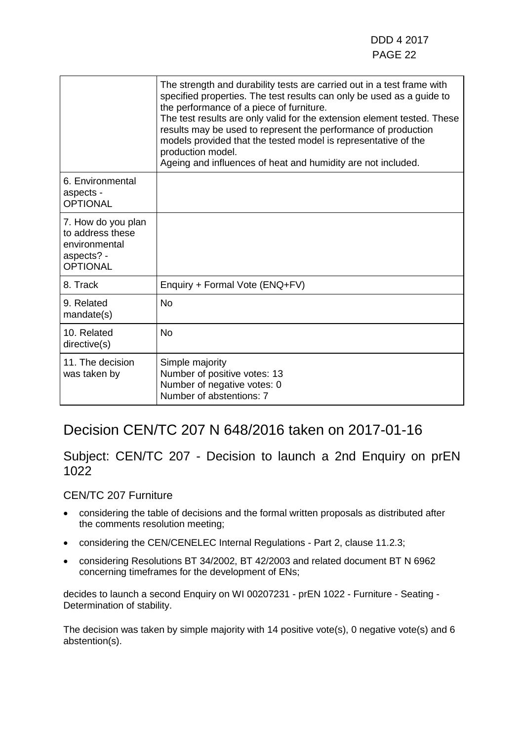| | |
|---|---|
| | The strength and durability tests are carried out in a test frame with specified properties. The test results can only be used as a guide to the performance of a piece of furniture.<br>The test results are only valid for the extension element tested. These results may be used to represent the performance of production models provided that the tested model is representative of the production model.<br>Ageing and influences of heat and humidity are not included. |
| 6. Environmental aspects - OPTIONAL | |
| 7. How do you plan to address these environmental aspects? - OPTIONAL | |
| 8. Track | Enquiry + Formal Vote (ENQ+FV) |
| 9. Related mandate(s) | No |
| 10. Related directive(s) | No |
| 11. The decision was taken by | Simple majority<br>Number of positive votes: 13<br>Number of negative votes: 0<br>Number of abstentions: 7 |

# Decision CEN/TC 207 N 648/2016 taken on 2017-01-16

## Subject: CEN/TC 207 - Decision to launch a 2nd Enquiry on prEN 1022

### CEN/TC 207 Furniture

- considering the table of decisions and the formal written proposals as distributed after the comments resolution meeting;
- considering the CEN/CENELEC Internal Regulations - Part 2, clause 11.2.3;
- considering Resolutions BT 34/2002, BT 42/2003 and related document BT N 6962 concerning timeframes for the development of ENs;

decides to launch a second Enquiry on WI 00207231 - prEN 1022 - Furniture - Seating - Determination of stability.

The decision was taken by simple majority with 14 positive vote(s), 0 negative vote(s) and 6 abstention(s).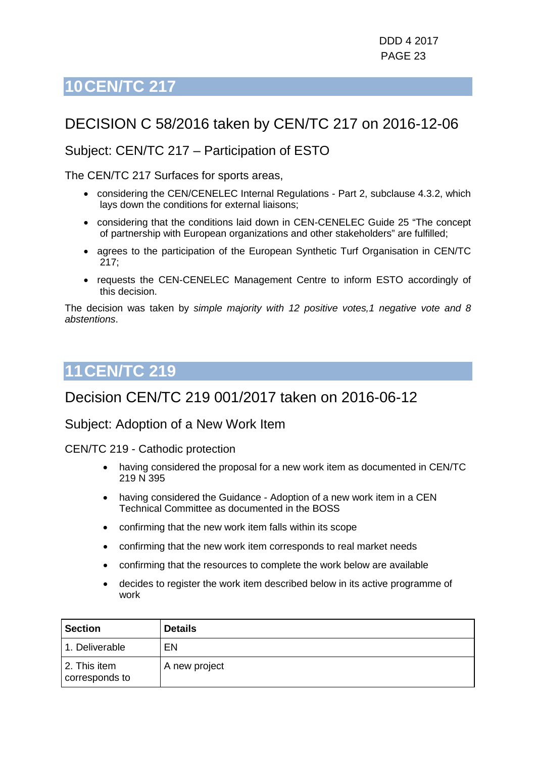# 10 CEN/TC 217

## DECISION C 58/2016 taken by CEN/TC 217 on 2016-12-06

### Subject: CEN/TC 217 – Participation of ESTO

The CEN/TC 217 Surfaces for sports areas,

- considering the CEN/CENELEC Internal Regulations - Part 2, subclause 4.3.2, which lays down the conditions for external liaisons;
- considering that the conditions laid down in CEN-CENELEC Guide 25 “The concept of partnership with European organizations and other stakeholders” are fulfilled;
- agrees to the participation of the European Synthetic Turf Organisation in CEN/TC 217;
- requests the CEN-CENELEC Management Centre to inform ESTO accordingly of this decision.

The decision was taken by *simple majority with 12 positive votes,1 negative vote and 8 abstentions*.

# 11 CEN/TC 219

## Decision CEN/TC 219 001/2017 taken on 2016-06-12

### Subject: Adoption of a New Work Item

CEN/TC 219 - Cathodic protection

- having considered the proposal for a new work item as documented in CEN/TC 219 N 395
- having considered the Guidance - Adoption of a new work item in a CEN Technical Committee as documented in the BOSS
- confirming that the new work item falls within its scope
- confirming that the new work item corresponds to real market needs
- confirming that the resources to complete the work below are available
- decides to register the work item described below in its active programme of work

| Section | Details |
|---|---|
| 1. Deliverable | EN |
| 2. This item corresponds to | A new project |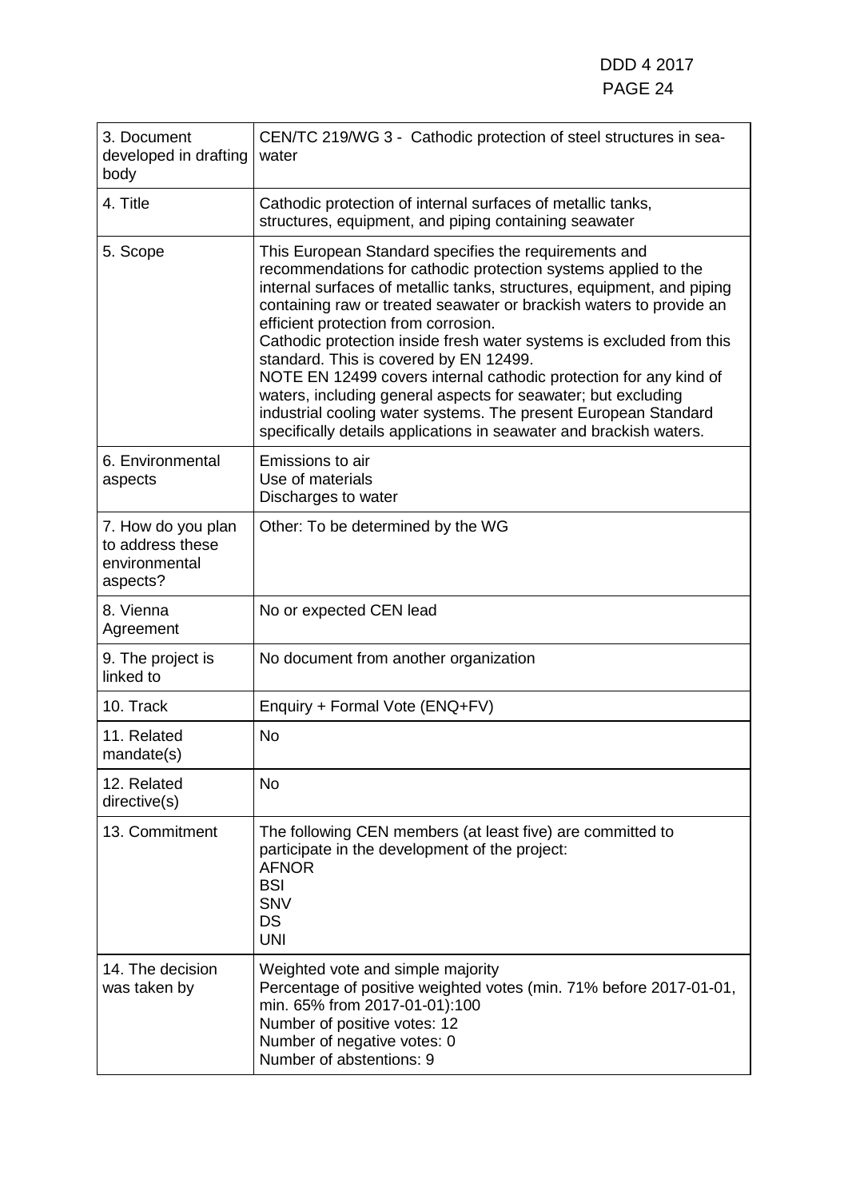| | |
|---|---|
| 3. Document developed in drafting body | CEN/TC 219/WG 3 - Cathodic protection of steel structures in sea-water |
| 4. Title | Cathodic protection of internal surfaces of metallic tanks, structures, equipment, and piping containing seawater |
| 5. Scope | This European Standard specifies the requirements and recommendations for cathodic protection systems applied to the internal surfaces of metallic tanks, structures, equipment, and piping containing raw or treated seawater or brackish waters to provide an efficient protection from corrosion.<br>Cathodic protection inside fresh water systems is excluded from this standard. This is covered by EN 12499.<br>NOTE EN 12499 covers internal cathodic protection for any kind of waters, including general aspects for seawater; but excluding industrial cooling water systems. The present European Standard specifically details applications in seawater and brackish waters. |
| 6. Environmental aspects | Emissions to air<br>Use of materials<br>Discharges to water |
| 7. How do you plan to address these environmental aspects? | Other: To be determined by the WG |
| 8. Vienna Agreement | No or expected CEN lead |
| 9. The project is linked to | No document from another organization |
| 10. Track | Enquiry + Formal Vote (ENQ+FV) |
| 11. Related mandate(s) | No |
| 12. Related directive(s) | No |
| 13. Commitment | The following CEN members (at least five) are committed to participate in the development of the project:<br>AFNOR<br>BSI<br>SNV<br>DS<br>UNI |
| 14. The decision was taken by | Weighted vote and simple majority<br>Percentage of positive weighted votes (min. 71% before 2017-01-01, min. 65% from 2017-01-01):100<br>Number of positive votes: 12<br>Number of negative votes: 0<br>Number of abstentions: 9 |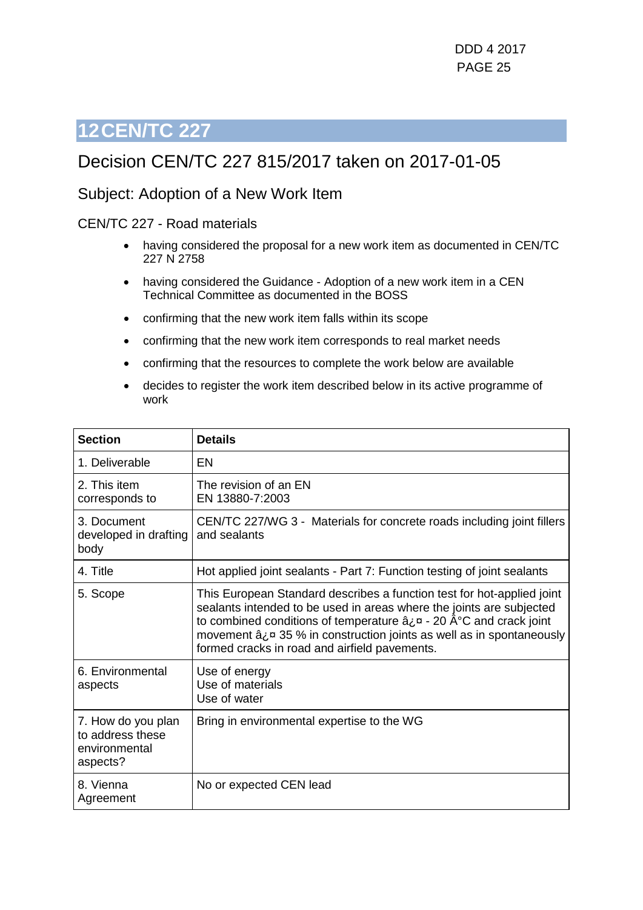# 12 CEN/TC 227

## Decision CEN/TC 227 815/2017 taken on 2017-01-05

### Subject: Adoption of a New Work Item

CEN/TC 227 - Road materials

- having considered the proposal for a new work item as documented in CEN/TC 227 N 2758
- having considered the Guidance - Adoption of a new work item in a CEN Technical Committee as documented in the BOSS
- confirming that the new work item falls within its scope
- confirming that the new work item corresponds to real market needs
- confirming that the resources to complete the work below are available
- decides to register the work item described below in its active programme of work

| Section | Details |
|---|---|
| 1. Deliverable | EN |
| 2. This item corresponds to | The revision of an EN<br>EN 13880-7:2003 |
| 3. Document developed in drafting body | CEN/TC 227/WG 3 - Materials for concrete roads including joint fillers and sealants |
| 4. Title | Hot applied joint sealants - Part 7: Function testing of joint sealants |
| 5. Scope | This European Standard describes a function test for hot-applied joint sealants intended to be used in areas where the joints are subjected to combined conditions of temperature â¿¤ - 20 Â°C and crack joint movement â¿¤ 35 % in construction joints as well as in spontaneously formed cracks in road and airfield pavements. |
| 6. Environmental aspects | Use of energy<br>Use of materials<br>Use of water |
| 7. How do you plan to address these environmental aspects? | Bring in environmental expertise to the WG |
| 8. Vienna Agreement | No or expected CEN lead |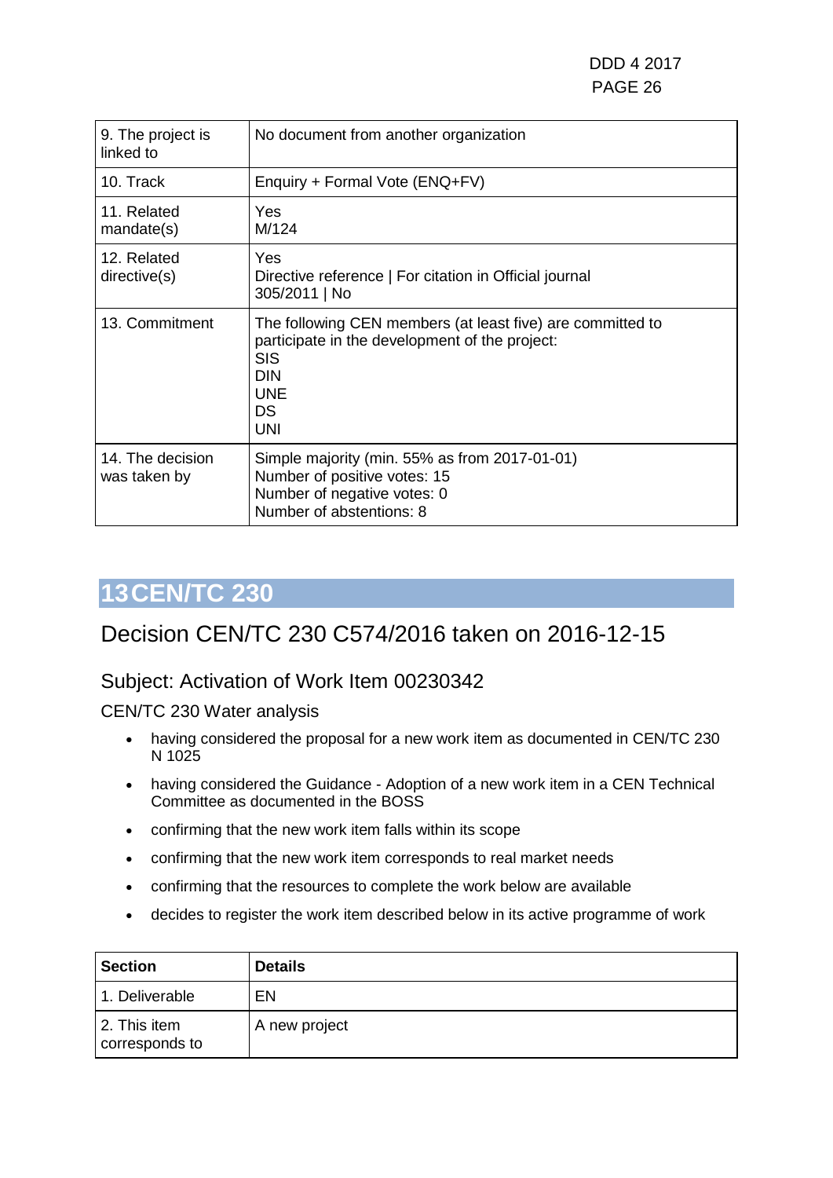| | |
|---|---|
| 9. The project is linked to | No document from another organization |
| 10. Track | Enquiry + Formal Vote (ENQ+FV) |
| 11. Related mandate(s) | Yes<br>M/124 |
| 12. Related directive(s) | Yes<br>Directive reference \| For citation in Official journal<br>305/2011 \| No |
| 13. Commitment | The following CEN members (at least five) are committed to participate in the development of the project:<br>SIS<br>DIN<br>UNE<br>DS<br>UNI |
| 14. The decision was taken by | Simple majority (min. 55% as from 2017-01-01)<br>Number of positive votes: 15<br>Number of negative votes: 0<br>Number of abstentions: 8 |

# 13 CEN/TC 230

## Decision CEN/TC 230 C574/2016 taken on 2016-12-15

### Subject: Activation of Work Item 00230342

CEN/TC 230 Water analysis

- having considered the proposal for a new work item as documented in CEN/TC 230 N 1025
- having considered the Guidance - Adoption of a new work item in a CEN Technical Committee as documented in the BOSS
- confirming that the new work item falls within its scope
- confirming that the new work item corresponds to real market needs
- confirming that the resources to complete the work below are available
- decides to register the work item described below in its active programme of work

| **Section** | **Details** |
|---|---|
| 1. Deliverable | EN |
| 2. This item corresponds to | A new project |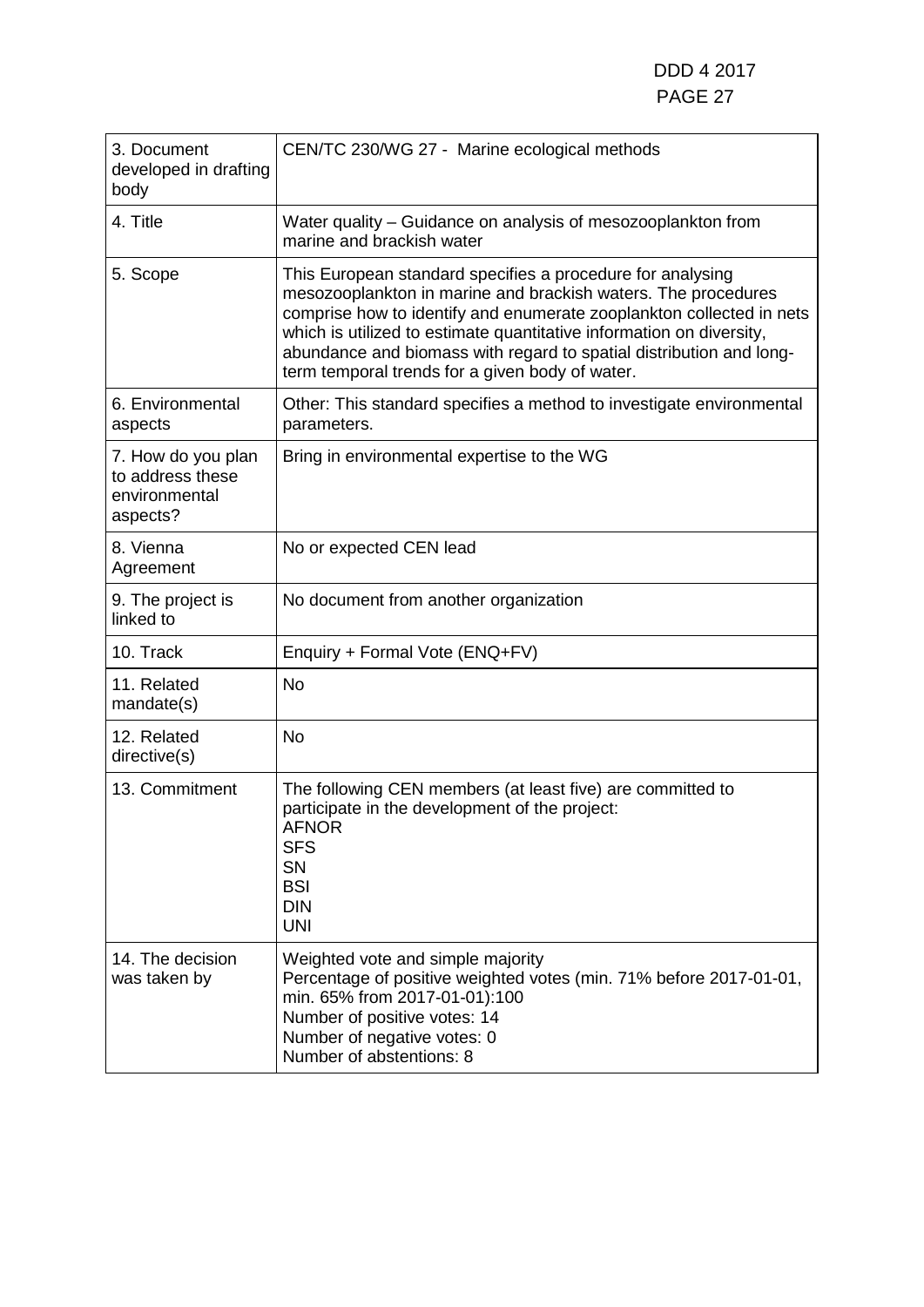| | |
|---|---|
| 3. Document developed in drafting body | CEN/TC 230/WG 27 - Marine ecological methods |
| 4. Title | Water quality – Guidance on analysis of mesozooplankton from marine and brackish water |
| 5. Scope | This European standard specifies a procedure for analysing mesozooplankton in marine and brackish waters. The procedures comprise how to identify and enumerate zooplankton collected in nets which is utilized to estimate quantitative information on diversity, abundance and biomass with regard to spatial distribution and long-term temporal trends for a given body of water. |
| 6. Environmental aspects | Other: This standard specifies a method to investigate environmental parameters. |
| 7. How do you plan to address these environmental aspects? | Bring in environmental expertise to the WG |
| 8. Vienna Agreement | No or expected CEN lead |
| 9. The project is linked to | No document from another organization |
| 10. Track | Enquiry + Formal Vote (ENQ+FV) |
| 11. Related mandate(s) | No |
| 12. Related directive(s) | No |
| 13. Commitment | The following CEN members (at least five) are committed to participate in the development of the project:<br>AFNOR<br>SFS<br>SN<br>BSI<br>DIN<br>UNI |
| 14. The decision was taken by | Weighted vote and simple majority<br>Percentage of positive weighted votes (min. 71% before 2017-01-01, min. 65% from 2017-01-01):100<br>Number of positive votes: 14<br>Number of negative votes: 0<br>Number of abstentions: 8 |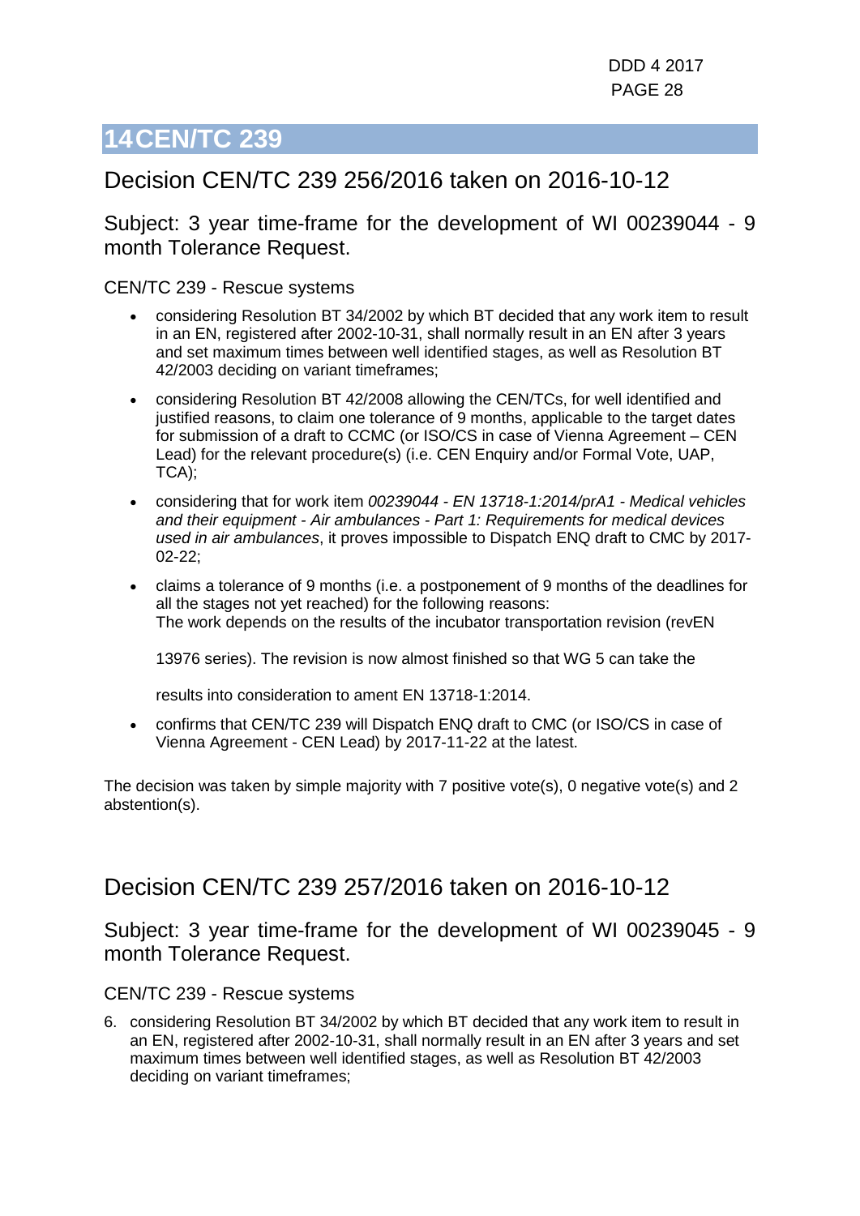# 14 CEN/TC 239

## Decision CEN/TC 239 256/2016 taken on 2016-10-12

### Subject: 3 year time-frame for the development of WI 00239044 - 9 month Tolerance Request.

CEN/TC 239 - Rescue systems

- considering Resolution BT 34/2002 by which BT decided that any work item to result in an EN, registered after 2002-10-31, shall normally result in an EN after 3 years and set maximum times between well identified stages, as well as Resolution BT 42/2003 deciding on variant timeframes;
- considering Resolution BT 42/2008 allowing the CEN/TCs, for well identified and justified reasons, to claim one tolerance of 9 months, applicable to the target dates for submission of a draft to CCMC (or ISO/CS in case of Vienna Agreement – CEN Lead) for the relevant procedure(s) (i.e. CEN Enquiry and/or Formal Vote, UAP, TCA);
- considering that for work item *00239044 - EN 13718-1:2014/prA1 - Medical vehicles and their equipment - Air ambulances - Part 1: Requirements for medical devices used in air ambulances*, it proves impossible to Dispatch ENQ draft to CMC by 2017-02-22;
- claims a tolerance of 9 months (i.e. a postponement of 9 months of the deadlines for all the stages not yet reached) for the following reasons:
  The work depends on the results of the incubator transportation revision (revEN

  13976 series). The revision is now almost finished so that WG 5 can take the

  results into consideration to ament EN 13718-1:2014.
- confirms that CEN/TC 239 will Dispatch ENQ draft to CMC (or ISO/CS in case of Vienna Agreement - CEN Lead) by 2017-11-22 at the latest.

The decision was taken by simple majority with 7 positive vote(s), 0 negative vote(s) and 2 abstention(s).

## Decision CEN/TC 239 257/2016 taken on 2016-10-12

### Subject: 3 year time-frame for the development of WI 00239045 - 9 month Tolerance Request.

CEN/TC 239 - Rescue systems

6. considering Resolution BT 34/2002 by which BT decided that any work item to result in an EN, registered after 2002-10-31, shall normally result in an EN after 3 years and set maximum times between well identified stages, as well as Resolution BT 42/2003 deciding on variant timeframes;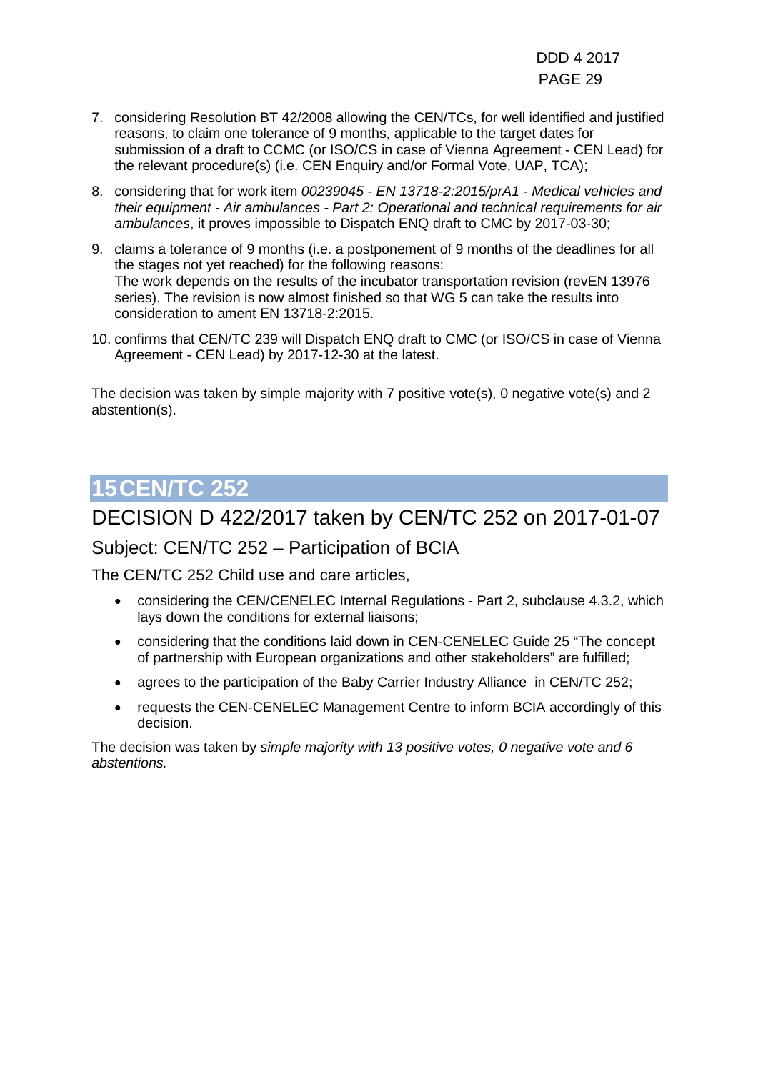7. considering Resolution BT 42/2008 allowing the CEN/TCs, for well identified and justified reasons, to claim one tolerance of 9 months, applicable to the target dates for submission of a draft to CCMC (or ISO/CS in case of Vienna Agreement - CEN Lead) for the relevant procedure(s) (i.e. CEN Enquiry and/or Formal Vote, UAP, TCA);
8. considering that for work item *00239045 - EN 13718-2:2015/prA1 - Medical vehicles and their equipment - Air ambulances - Part 2: Operational and technical requirements for air ambulances*, it proves impossible to Dispatch ENQ draft to CMC by 2017-03-30;
9. claims a tolerance of 9 months (i.e. a postponement of 9 months of the deadlines for all the stages not yet reached) for the following reasons:
   The work depends on the results of the incubator transportation revision (revEN 13976 series). The revision is now almost finished so that WG 5 can take the results into consideration to ament EN 13718-2:2015.
10. confirms that CEN/TC 239 will Dispatch ENQ draft to CMC (or ISO/CS in case of Vienna Agreement - CEN Lead) by 2017-12-30 at the latest.

The decision was taken by simple majority with 7 positive vote(s), 0 negative vote(s) and 2 abstention(s).

# 15 CEN/TC 252

## DECISION D 422/2017 taken by CEN/TC 252 on 2017-01-07

### Subject: CEN/TC 252 – Participation of BCIA

The CEN/TC 252 Child use and care articles,

- considering the CEN/CENELEC Internal Regulations - Part 2, subclause 4.3.2, which lays down the conditions for external liaisons;
- considering that the conditions laid down in CEN-CENELEC Guide 25 "The concept of partnership with European organizations and other stakeholders" are fulfilled;
- agrees to the participation of the Baby Carrier Industry Alliance in CEN/TC 252;
- requests the CEN-CENELEC Management Centre to inform BCIA accordingly of this decision.

The decision was taken by *simple majority with 13 positive votes, 0 negative vote and 6 abstentions.*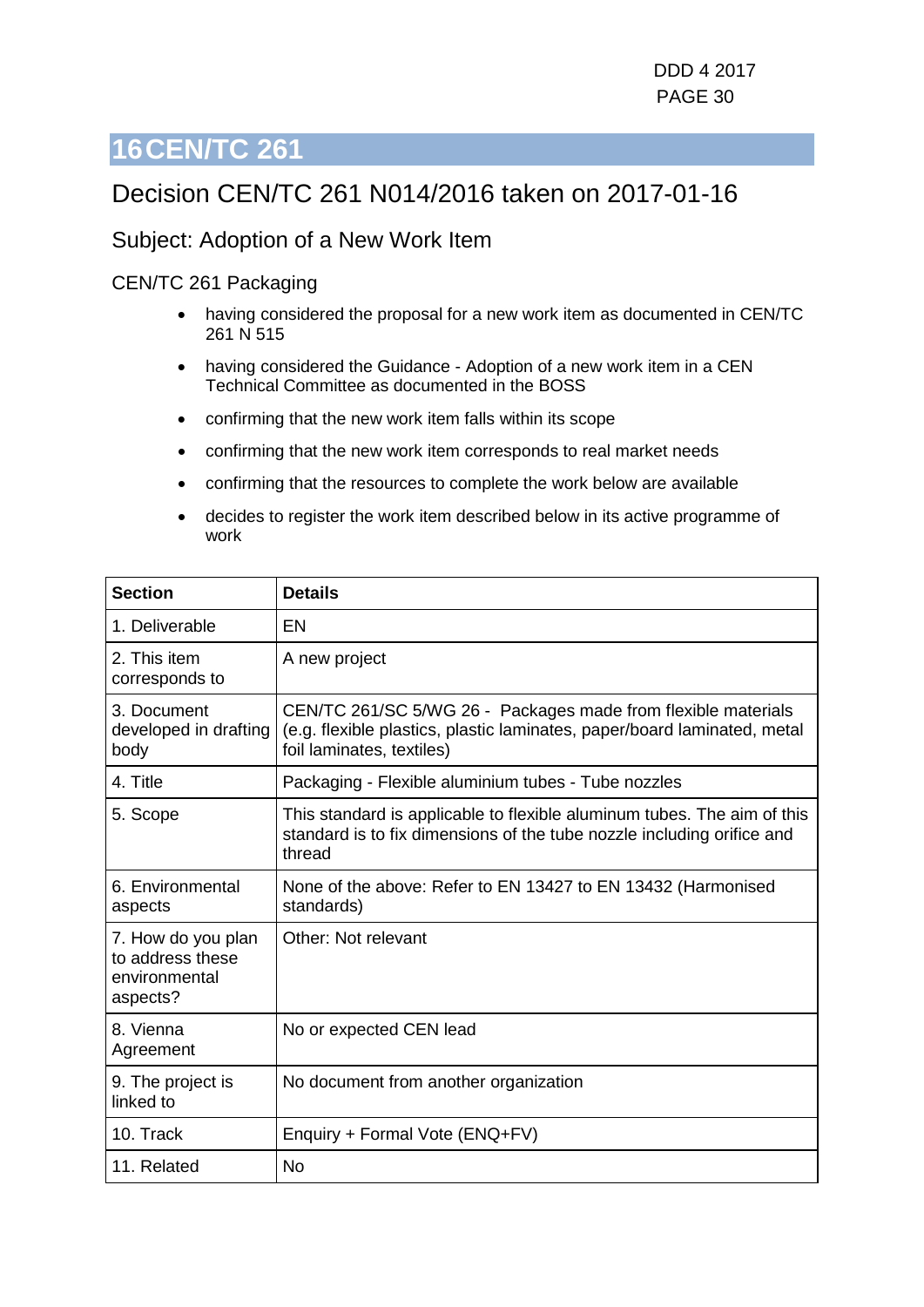# 16 CEN/TC 261

## Decision CEN/TC 261 N014/2016 taken on 2017-01-16

### Subject: Adoption of a New Work Item

CEN/TC 261 Packaging

- having considered the proposal for a new work item as documented in CEN/TC 261 N 515
- having considered the Guidance - Adoption of a new work item in a CEN Technical Committee as documented in the BOSS
- confirming that the new work item falls within its scope
- confirming that the new work item corresponds to real market needs
- confirming that the resources to complete the work below are available
- decides to register the work item described below in its active programme of work

| Section | Details |
|---|---|
| 1. Deliverable | EN |
| 2. This item corresponds to | A new project |
| 3. Document developed in drafting body | CEN/TC 261/SC 5/WG 26 - Packages made from flexible materials (e.g. flexible plastics, plastic laminates, paper/board laminated, metal foil laminates, textiles) |
| 4. Title | Packaging - Flexible aluminium tubes - Tube nozzles |
| 5. Scope | This standard is applicable to flexible aluminum tubes. The aim of this standard is to fix dimensions of the tube nozzle including orifice and thread |
| 6. Environmental aspects | None of the above: Refer to EN 13427 to EN 13432 (Harmonised standards) |
| 7. How do you plan to address these environmental aspects? | Other: Not relevant |
| 8. Vienna Agreement | No or expected CEN lead |
| 9. The project is linked to | No document from another organization |
| 10. Track | Enquiry + Formal Vote (ENQ+FV) |
| 11. Related | No |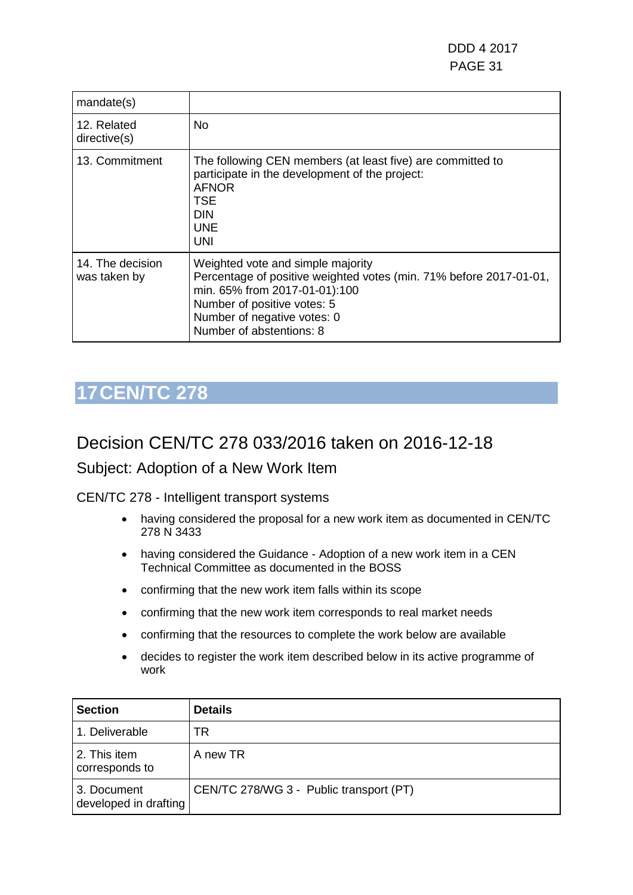| | |
|---|---|
| mandate(s) | |
| 12. Related directive(s) | No |
| 13. Commitment | The following CEN members (at least five) are committed to participate in the development of the project:<br>AFNOR<br>TSE<br>DIN<br>UNE<br>UNI |
| 14. The decision was taken by | Weighted vote and simple majority<br>Percentage of positive weighted votes (min. 71% before 2017-01-01, min. 65% from 2017-01-01):100<br>Number of positive votes: 5<br>Number of negative votes: 0<br>Number of abstentions: 8 |

# 17 CEN/TC 278

## Decision CEN/TC 278 033/2016 taken on 2016-12-18

### Subject: Adoption of a New Work Item

CEN/TC 278 - Intelligent transport systems

- having considered the proposal for a new work item as documented in CEN/TC 278 N 3433
- having considered the Guidance - Adoption of a new work item in a CEN Technical Committee as documented in the BOSS
- confirming that the new work item falls within its scope
- confirming that the new work item corresponds to real market needs
- confirming that the resources to complete the work below are available
- decides to register the work item described below in its active programme of work

| Section | Details |
|---|---|
| 1. Deliverable | TR |
| 2. This item corresponds to | A new TR |
| 3. Document developed in drafting | CEN/TC 278/WG 3 - Public transport (PT) |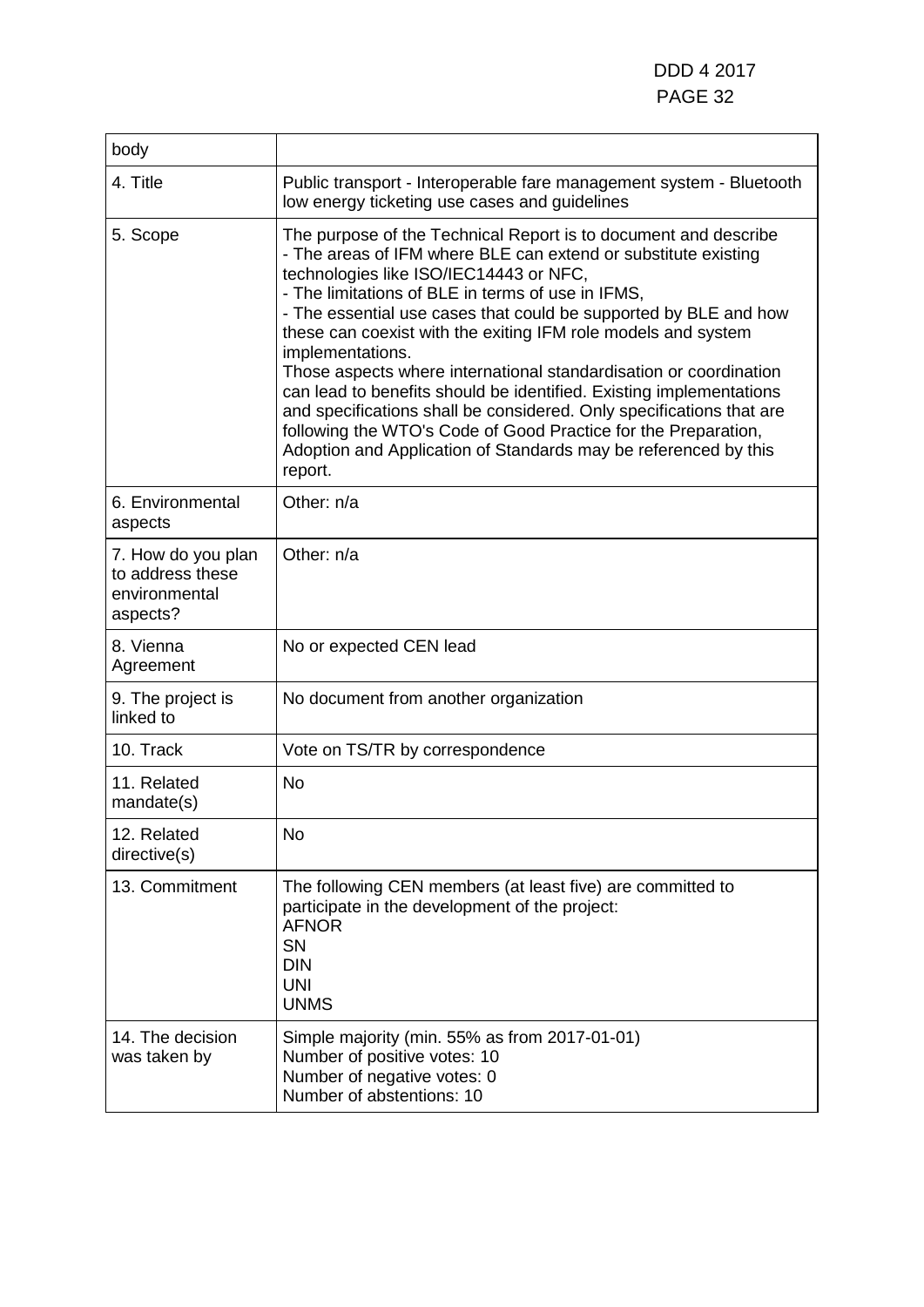| body | |
|---|---|
| 4. Title | Public transport - Interoperable fare management system - Bluetooth low energy ticketing use cases and guidelines |
| 5. Scope | The purpose of the Technical Report is to document and describe<br>- The areas of IFM where BLE can extend or substitute existing technologies like ISO/IEC14443 or NFC,<br>- The limitations of BLE in terms of use in IFMS,<br>- The essential use cases that could be supported by BLE and how these can coexist with the exiting IFM role models and system implementations.<br>Those aspects where international standardisation or coordination can lead to benefits should be identified. Existing implementations and specifications shall be considered. Only specifications that are following the WTO's Code of Good Practice for the Preparation, Adoption and Application of Standards may be referenced by this report. |
| 6. Environmental aspects | Other: n/a |
| 7. How do you plan to address these environmental aspects? | Other: n/a |
| 8. Vienna Agreement | No or expected CEN lead |
| 9. The project is linked to | No document from another organization |
| 10. Track | Vote on TS/TR by correspondence |
| 11. Related mandate(s) | No |
| 12. Related directive(s) | No |
| 13. Commitment | The following CEN members (at least five) are committed to participate in the development of the project:<br>AFNOR<br>SN<br>DIN<br>UNI<br>UNMS |
| 14. The decision was taken by | Simple majority (min. 55% as from 2017-01-01)<br>Number of positive votes: 10<br>Number of negative votes: 0<br>Number of abstentions: 10 |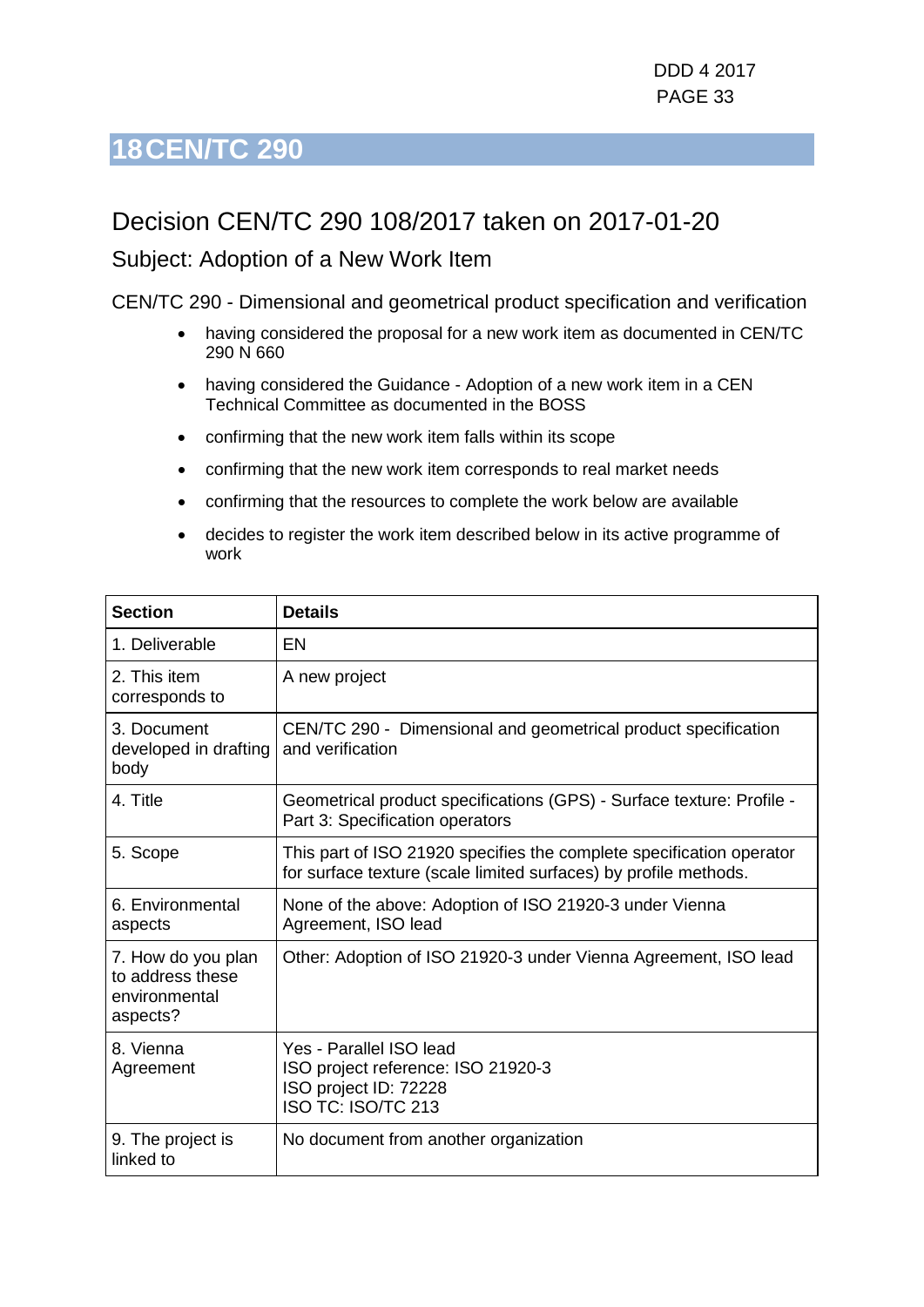# 18 CEN/TC 290

## Decision CEN/TC 290 108/2017 taken on 2017-01-20

### Subject: Adoption of a New Work Item

CEN/TC 290 - Dimensional and geometrical product specification and verification

- having considered the proposal for a new work item as documented in CEN/TC 290 N 660
- having considered the Guidance - Adoption of a new work item in a CEN Technical Committee as documented in the BOSS
- confirming that the new work item falls within its scope
- confirming that the new work item corresponds to real market needs
- confirming that the resources to complete the work below are available
- decides to register the work item described below in its active programme of work

| Section | Details |
| --- | --- |
| 1. Deliverable | EN |
| 2. This item corresponds to | A new project |
| 3. Document developed in drafting body | CEN/TC 290 - Dimensional and geometrical product specification and verification |
| 4. Title | Geometrical product specifications (GPS) - Surface texture: Profile - Part 3: Specification operators |
| 5. Scope | This part of ISO 21920 specifies the complete specification operator for surface texture (scale limited surfaces) by profile methods. |
| 6. Environmental aspects | None of the above: Adoption of ISO 21920-3 under Vienna Agreement, ISO lead |
| 7. How do you plan to address these environmental aspects? | Other: Adoption of ISO 21920-3 under Vienna Agreement, ISO lead |
| 8. Vienna Agreement | Yes - Parallel ISO lead<br>ISO project reference: ISO 21920-3<br>ISO project ID: 72228<br>ISO TC: ISO/TC 213 |
| 9. The project is linked to | No document from another organization |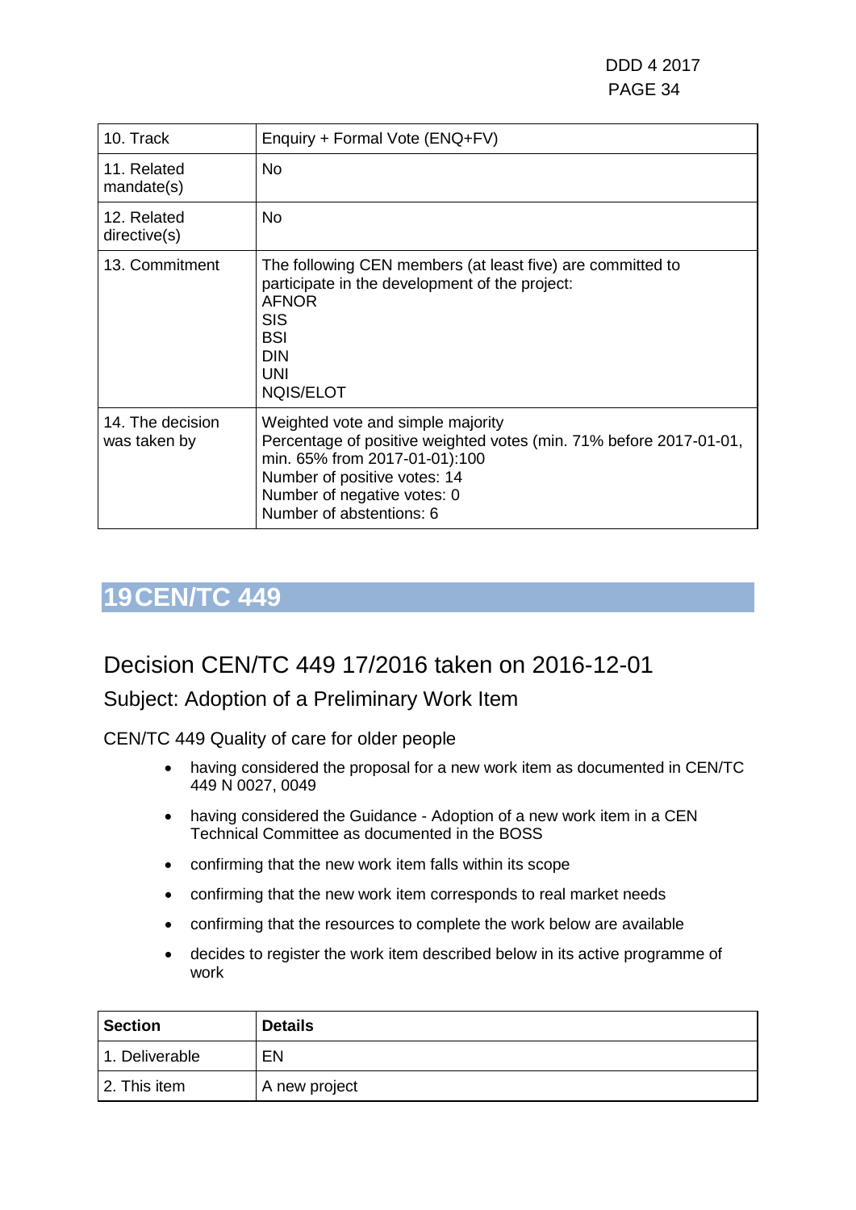| | |
|---|---|
| 10. Track | Enquiry + Formal Vote (ENQ+FV) |
| 11. Related mandate(s) | No |
| 12. Related directive(s) | No |
| 13. Commitment | The following CEN members (at least five) are committed to participate in the development of the project:<br>AFNOR<br>SIS<br>BSI<br>DIN<br>UNI<br>NQIS/ELOT |
| 14. The decision was taken by | Weighted vote and simple majority<br>Percentage of positive weighted votes (min. 71% before 2017-01-01, min. 65% from 2017-01-01):100<br>Number of positive votes: 14<br>Number of negative votes: 0<br>Number of abstentions: 6 |

# 19 CEN/TC 449

## Decision CEN/TC 449 17/2016 taken on 2016-12-01

### Subject: Adoption of a Preliminary Work Item

CEN/TC 449 Quality of care for older people

- having considered the proposal for a new work item as documented in CEN/TC 449 N 0027, 0049
- having considered the Guidance - Adoption of a new work item in a CEN Technical Committee as documented in the BOSS
- confirming that the new work item falls within its scope
- confirming that the new work item corresponds to real market needs
- confirming that the resources to complete the work below are available
- decides to register the work item described below in its active programme of work

| **Section** | **Details** |
|---|---|
| 1. Deliverable | EN |
| 2. This item | A new project |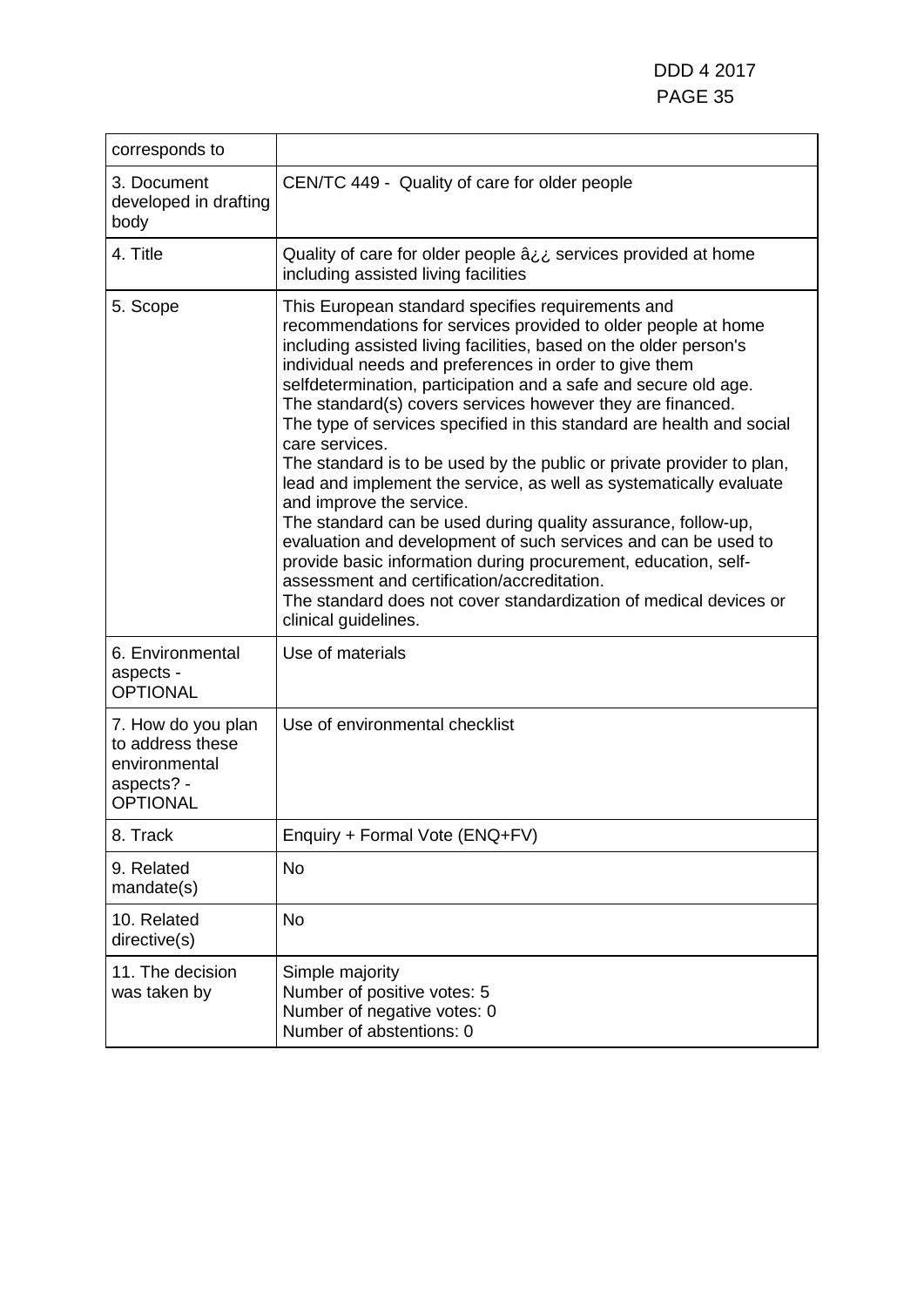| corresponds to | |
|---|---|
| 3. Document developed in drafting body | CEN/TC 449 - Quality of care for older people |
| 4. Title | Quality of care for older people â¿¿ services provided at home including assisted living facilities |
| 5. Scope | This European standard specifies requirements and recommendations for services provided to older people at home including assisted living facilities, based on the older person's individual needs and preferences in order to give them selfdetermination, participation and a safe and secure old age.<br>The standard(s) covers services however they are financed.<br>The type of services specified in this standard are health and social care services.<br>The standard is to be used by the public or private provider to plan, lead and implement the service, as well as systematically evaluate and improve the service.<br>The standard can be used during quality assurance, follow-up, evaluation and development of such services and can be used to provide basic information during procurement, education, self-assessment and certification/accreditation.<br>The standard does not cover standardization of medical devices or clinical guidelines. |
| 6. Environmental aspects - OPTIONAL | Use of materials |
| 7. How do you plan to address these environmental aspects? - OPTIONAL | Use of environmental checklist |
| 8. Track | Enquiry + Formal Vote (ENQ+FV) |
| 9. Related mandate(s) | No |
| 10. Related directive(s) | No |
| 11. The decision was taken by | Simple majority<br>Number of positive votes: 5<br>Number of negative votes: 0<br>Number of abstentions: 0 |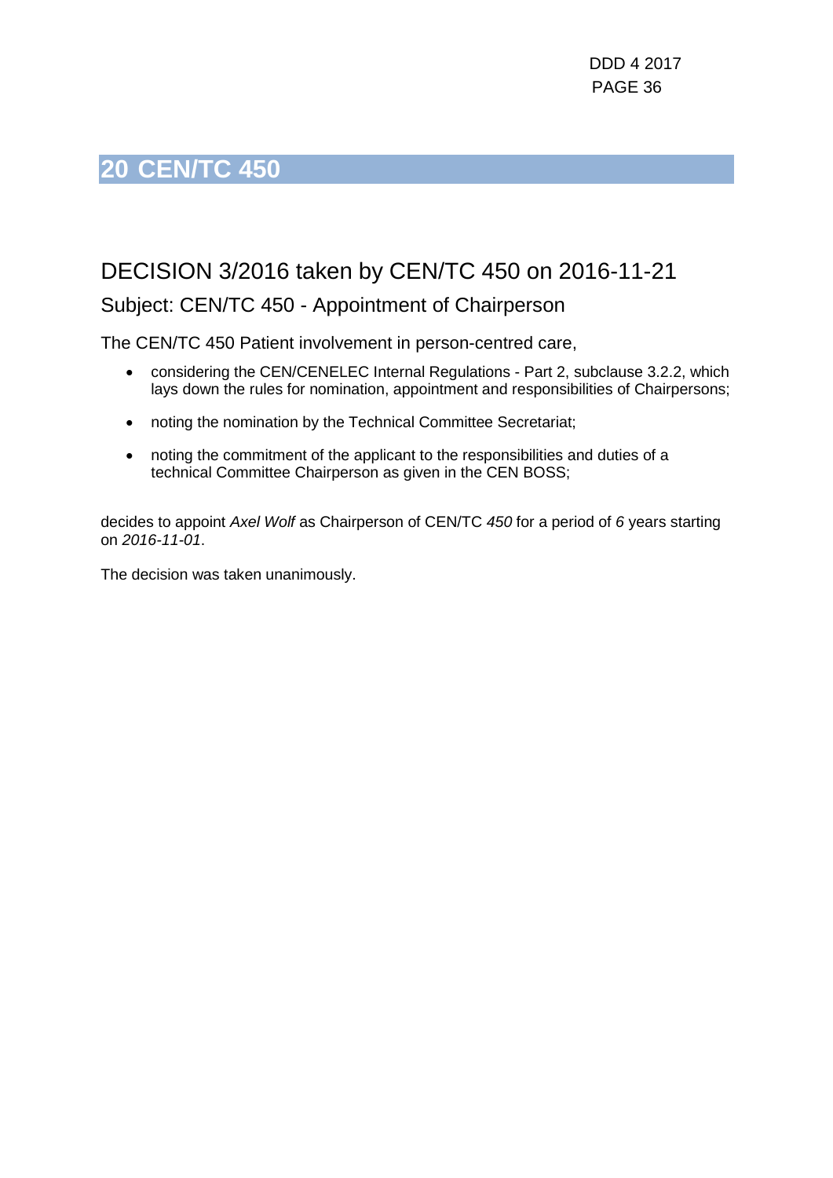# 20 CEN/TC 450

## DECISION 3/2016 taken by CEN/TC 450 on 2016-11-21

### Subject: CEN/TC 450 - Appointment of Chairperson

The CEN/TC 450 Patient involvement in person-centred care,

- considering the CEN/CENELEC Internal Regulations - Part 2, subclause 3.2.2, which lays down the rules for nomination, appointment and responsibilities of Chairpersons;
- noting the nomination by the Technical Committee Secretariat;
- noting the commitment of the applicant to the responsibilities and duties of a technical Committee Chairperson as given in the CEN BOSS;

decides to appoint *Axel Wolf* as Chairperson of CEN/TC *450* for a period of *6* years starting on *2016-11-01*.

The decision was taken unanimously.